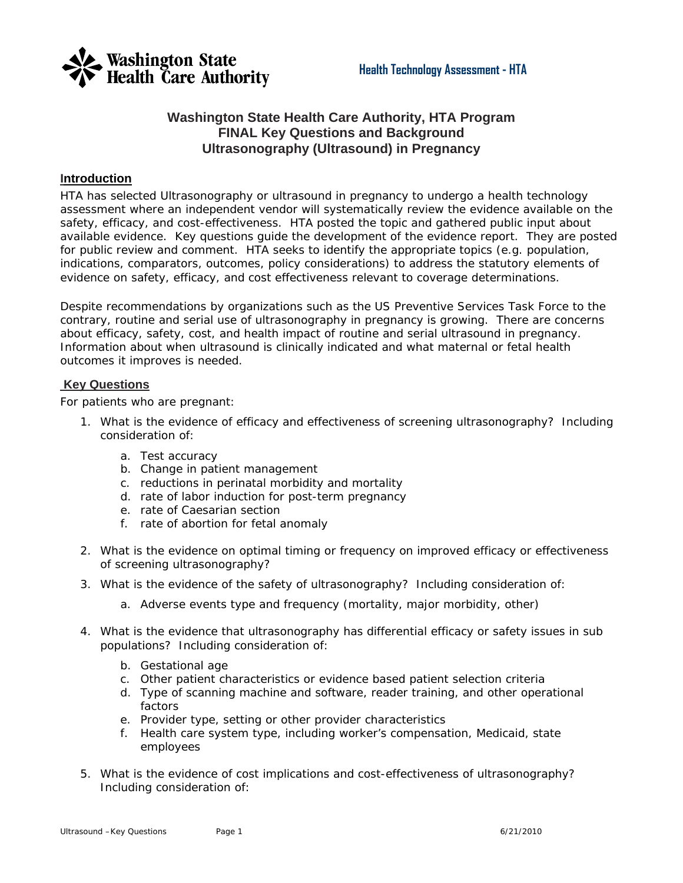Washington State Health Care Authority

Health Technology Assessment - HTA

# Washington State Health Care Authority, HTA Program
# FINAL Key Questions and Background
# Ultrasonography (Ultrasound) in Pregnancy

## Introduction

HTA has selected Ultrasonography or ultrasound in pregnancy to undergo a health technology assessment where an independent vendor will systematically review the evidence available on the safety, efficacy, and cost-effectiveness. HTA posted the topic and gathered public input about available evidence. Key questions guide the development of the evidence report. They are posted for public review and comment. HTA seeks to identify the appropriate topics (e.g. population, indications, comparators, outcomes, policy considerations) to address the statutory elements of evidence on safety, efficacy, and cost effectiveness relevant to coverage determinations.

Despite recommendations by organizations such as the US Preventive Services Task Force to the contrary, routine and serial use of ultrasonography in pregnancy is growing. There are concerns about efficacy, safety, cost, and health impact of routine and serial ultrasound in pregnancy. Information about when ultrasound is clinically indicated and what maternal or fetal health outcomes it improves is needed.

## Key Questions

For patients who are pregnant:

1. What is the evidence of efficacy and effectiveness of screening ultrasonography? Including consideration of:
   a. Test accuracy
   b. Change in patient management
   c. reductions in perinatal morbidity and mortality
   d. rate of labor induction for post-term pregnancy
   e. rate of Caesarian section
   f. rate of abortion for fetal anomaly

2. What is the evidence on optimal timing or frequency on improved efficacy or effectiveness of screening ultrasonography?

3. What is the evidence of the safety of ultrasonography? Including consideration of:
   a. Adverse events type and frequency (mortality, major morbidity, other)

4. What is the evidence that ultrasonography has differential efficacy or safety issues in sub populations? Including consideration of:
   b. Gestational age
   c. Other patient characteristics or evidence based patient selection criteria
   d. Type of scanning machine and software, reader training, and other operational factors
   e. Provider type, setting or other provider characteristics
   f. Health care system type, including worker's compensation, Medicaid, state employees

5. What is the evidence of cost implications and cost-effectiveness of ultrasonography? Including consideration of: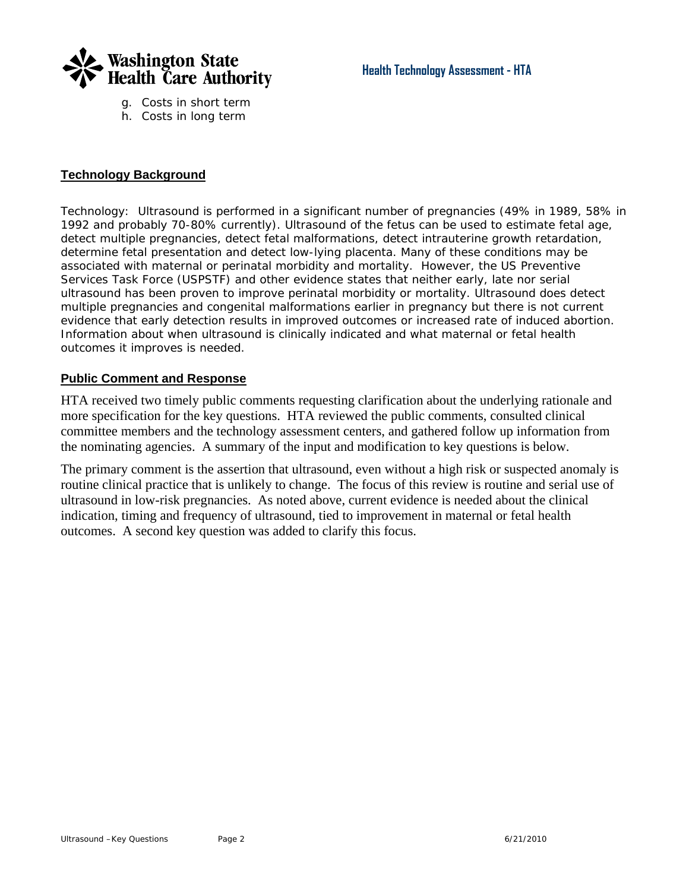g. Costs in short term
h. Costs in long term

## Technology Background

Technology: Ultrasound is performed in a significant number of pregnancies (49% in 1989, 58% in 1992 and probably 70-80% currently). Ultrasound of the fetus can be used to estimate fetal age, detect multiple pregnancies, detect fetal malformations, detect intrauterine growth retardation, determine fetal presentation and detect low-lying placenta. Many of these conditions may be associated with maternal or perinatal morbidity and mortality. However, the US Preventive Services Task Force (USPSTF) and other evidence states that neither early, late nor serial ultrasound has been proven to improve perinatal morbidity or mortality. Ultrasound does detect multiple pregnancies and congenital malformations earlier in pregnancy but there is not current evidence that early detection results in improved outcomes or increased rate of induced abortion. Information about when ultrasound is clinically indicated and what maternal or fetal health outcomes it improves is needed.

## Public Comment and Response

HTA received two timely public comments requesting clarification about the underlying rationale and more specification for the key questions. HTA reviewed the public comments, consulted clinical committee members and the technology assessment centers, and gathered follow up information from the nominating agencies. A summary of the input and modification to key questions is below.

The primary comment is the assertion that ultrasound, even without a high risk or suspected anomaly is routine clinical practice that is unlikely to change. The focus of this review is routine and serial use of ultrasound in low-risk pregnancies. As noted above, current evidence is needed about the clinical indication, timing and frequency of ultrasound, tied to improvement in maternal or fetal health outcomes. A second key question was added to clarify this focus.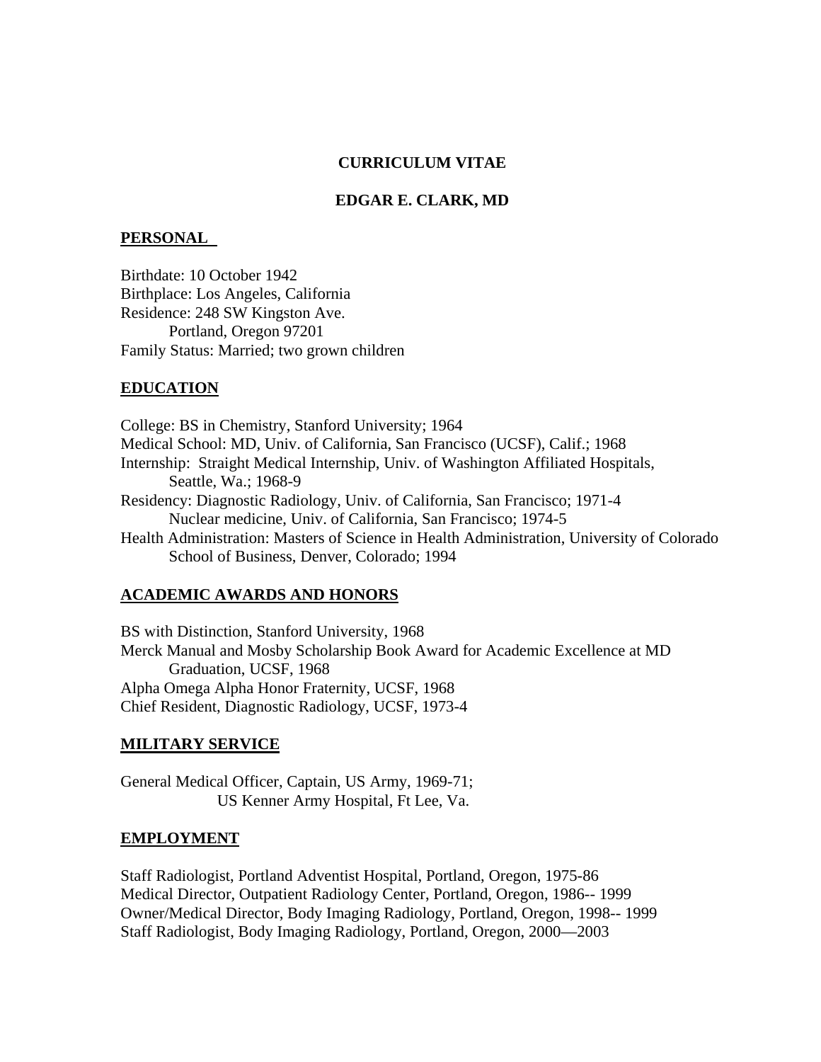# CURRICULUM VITAE

## EDGAR E. CLARK, MD

### PERSONAL

Birthdate: 10 October 1942
Birthplace: Los Angeles, California
Residence: 248 SW Kingston Ave.
Portland, Oregon 97201
Family Status: Married; two grown children

### EDUCATION

College: BS in Chemistry, Stanford University; 1964
Medical School: MD, Univ. of California, San Francisco (UCSF), Calif.; 1968
Internship: Straight Medical Internship, Univ. of Washington Affiliated Hospitals,
Seattle, Wa.; 1968-9
Residency: Diagnostic Radiology, Univ. of California, San Francisco; 1971-4
Nuclear medicine, Univ. of California, San Francisco; 1974-5
Health Administration: Masters of Science in Health Administration, University of Colorado
School of Business, Denver, Colorado; 1994

### ACADEMIC AWARDS AND HONORS

BS with Distinction, Stanford University, 1968
Merck Manual and Mosby Scholarship Book Award for Academic Excellence at MD
Graduation, UCSF, 1968
Alpha Omega Alpha Honor Fraternity, UCSF, 1968
Chief Resident, Diagnostic Radiology, UCSF, 1973-4

### MILITARY SERVICE

General Medical Officer, Captain, US Army, 1969-71;
US Kenner Army Hospital, Ft Lee, Va.

### EMPLOYMENT

Staff Radiologist, Portland Adventist Hospital, Portland, Oregon, 1975-86
Medical Director, Outpatient Radiology Center, Portland, Oregon, 1986-- 1999
Owner/Medical Director, Body Imaging Radiology, Portland, Oregon, 1998-- 1999
Staff Radiologist, Body Imaging Radiology, Portland, Oregon, 2000—2003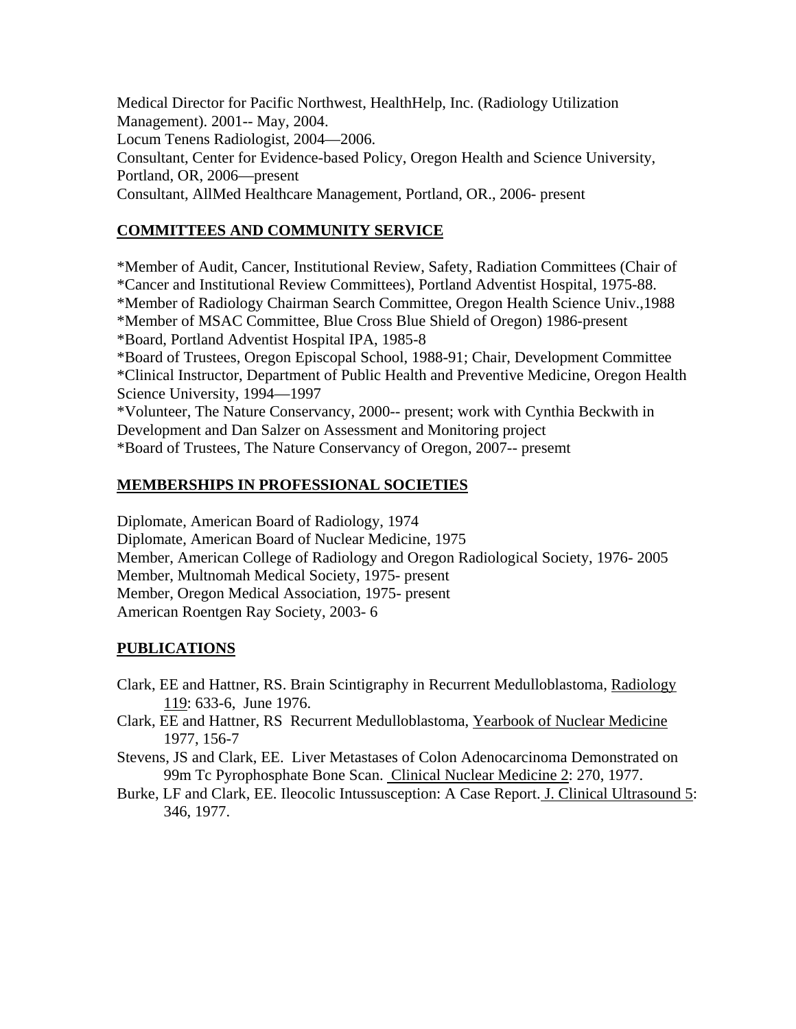Medical Director for Pacific Northwest, HealthHelp, Inc. (Radiology Utilization Management). 2001-- May, 2004.
Locum Tenens Radiologist, 2004—2006.
Consultant, Center for Evidence-based Policy, Oregon Health and Science University, Portland, OR, 2006—present
Consultant, AllMed Healthcare Management, Portland, OR., 2006- present

## COMMITTEES AND COMMUNITY SERVICE

*Member of Audit, Cancer, Institutional Review, Safety, Radiation Committees (Chair of
*Cancer and Institutional Review Committees), Portland Adventist Hospital, 1975-88.
*Member of Radiology Chairman Search Committee, Oregon Health Science Univ.,1988
*Member of MSAC Committee, Blue Cross Blue Shield of Oregon) 1986-present
*Board, Portland Adventist Hospital IPA, 1985-8
*Board of Trustees, Oregon Episcopal School, 1988-91; Chair, Development Committee
*Clinical Instructor, Department of Public Health and Preventive Medicine, Oregon Health Science University, 1994—1997
*Volunteer, The Nature Conservancy, 2000-- present; work with Cynthia Beckwith in Development and Dan Salzer on Assessment and Monitoring project
*Board of Trustees, The Nature Conservancy of Oregon, 2007-- presemt

## MEMBERSHIPS IN PROFESSIONAL SOCIETIES

Diplomate, American Board of Radiology, 1974
Diplomate, American Board of Nuclear Medicine, 1975
Member, American College of Radiology and Oregon Radiological Society, 1976- 2005
Member, Multnomah Medical Society, 1975- present
Member, Oregon Medical Association, 1975- present
American Roentgen Ray Society, 2003- 6

## PUBLICATIONS

Clark, EE and Hattner, RS. Brain Scintigraphy in Recurrent Medulloblastoma, Radiology 119: 633-6, June 1976.

Clark, EE and Hattner, RS Recurrent Medulloblastoma, Yearbook of Nuclear Medicine 1977, 156-7

Stevens, JS and Clark, EE. Liver Metastases of Colon Adenocarcinoma Demonstrated on 99m Tc Pyrophosphate Bone Scan. Clinical Nuclear Medicine 2: 270, 1977.

Burke, LF and Clark, EE. Ileocolic Intussusception: A Case Report. J. Clinical Ultrasound 5: 346, 1977.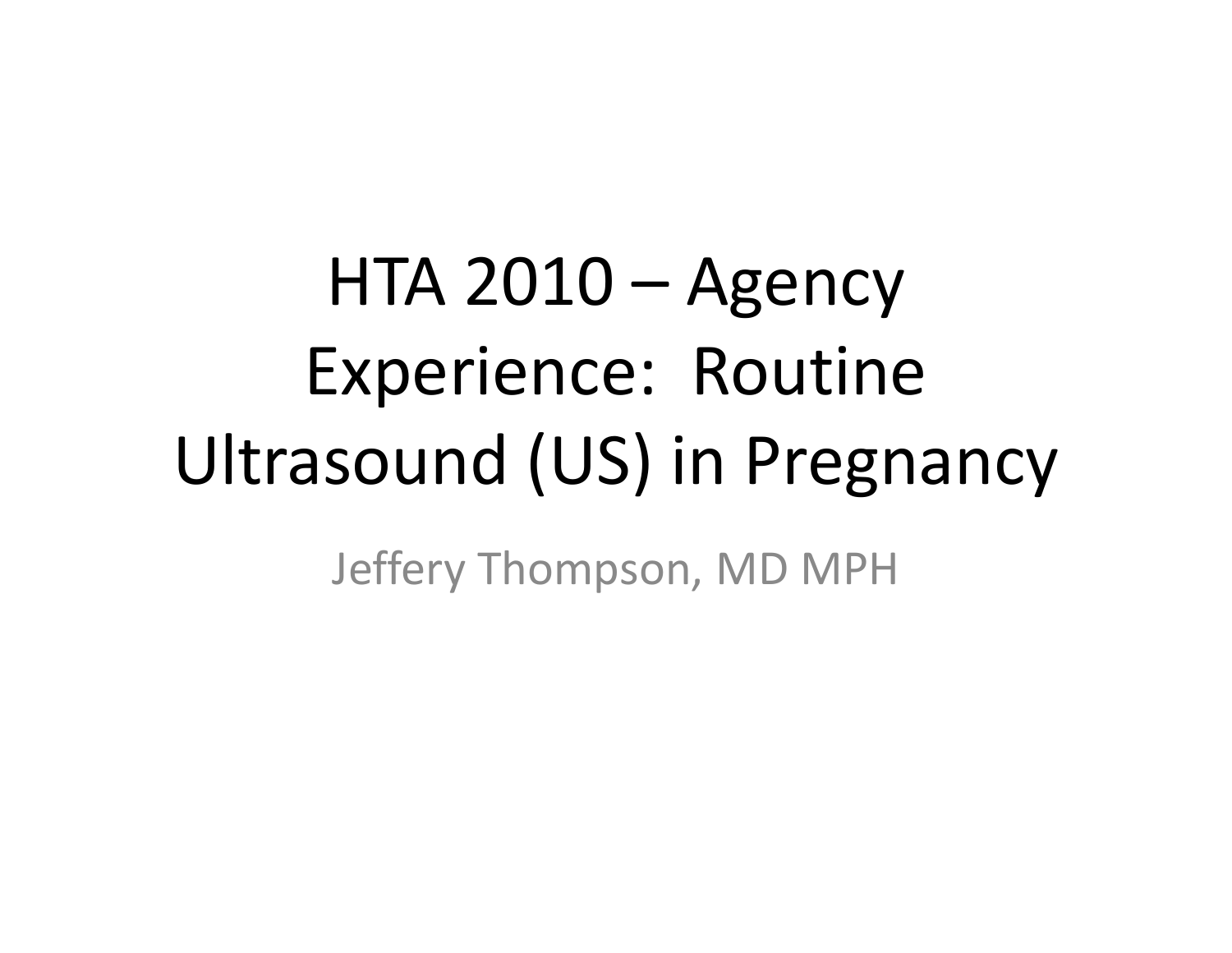# HTA 2010 – Agency Experience: Routine Ultrasound (US) in Pregnancy

Jeffery Thompson, MD MPH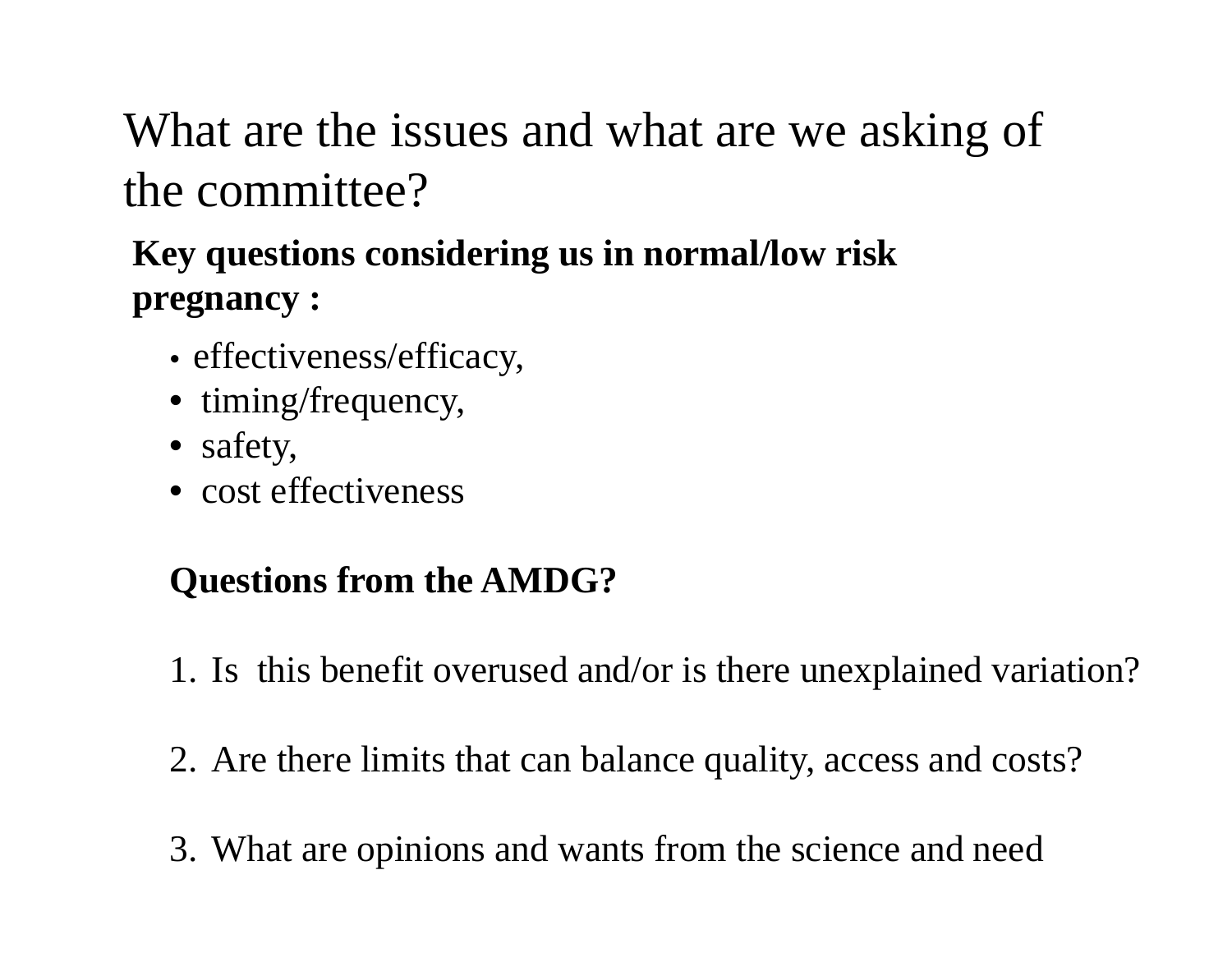# What are the issues and what are we asking of the committee?

**Key questions considering us in normal/low risk pregnancy :**

- effectiveness/efficacy,
- timing/frequency,
- safety,
- cost effectiveness

**Questions from the AMDG?**

1. Is this benefit overused and/or is there unexplained variation?
2. Are there limits that can balance quality, access and costs?
3. What are opinions and wants from the science and need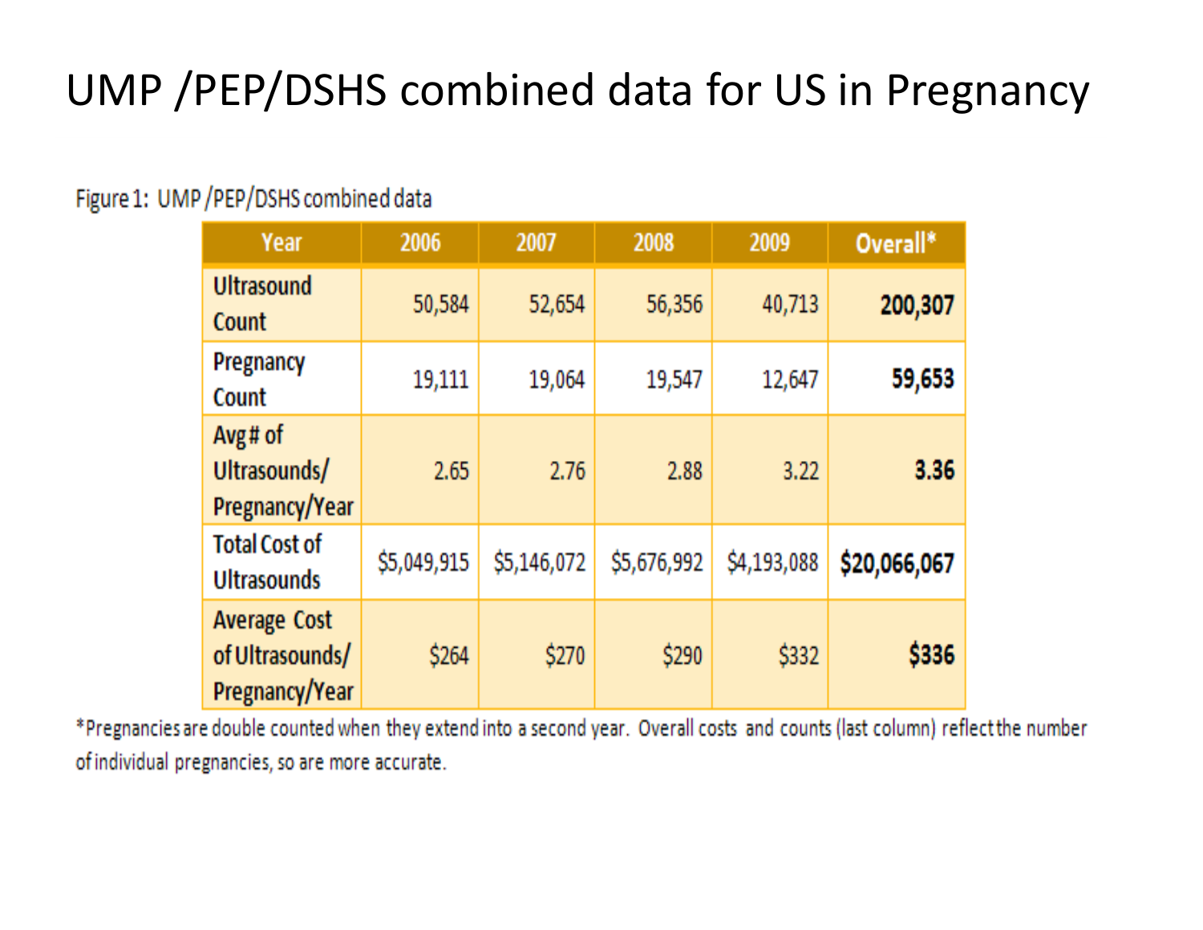# UMP /PEP/DSHS combined data for US in Pregnancy

Figure 1: UMP /PEP/DSHS combined data

| Year | 2006 | 2007 | 2008 | 2009 | Overall* |
|---|---|---|---|---|---|
| Ultrasound Count | 50,584 | 52,654 | 56,356 | 40,713 | **200,307** |
| Pregnancy Count | 19,111 | 19,064 | 19,547 | 12,647 | **59,653** |
| Avg # of Ultrasounds/ Pregnancy/Year | 2.65 | 2.76 | 2.88 | 3.22 | **3.36** |
| Total Cost of Ultrasounds | $5,049,915 | $5,146,072 | $5,676,992 | $4,193,088 | **$20,066,067** |
| Average Cost of Ultrasounds/ Pregnancy/Year | $264 | $270 | $290 | $332 | **$336** |

*Pregnancies are double counted when they extend into a second year. Overall costs and counts (last column) reflect the number of individual pregnancies, so are more accurate.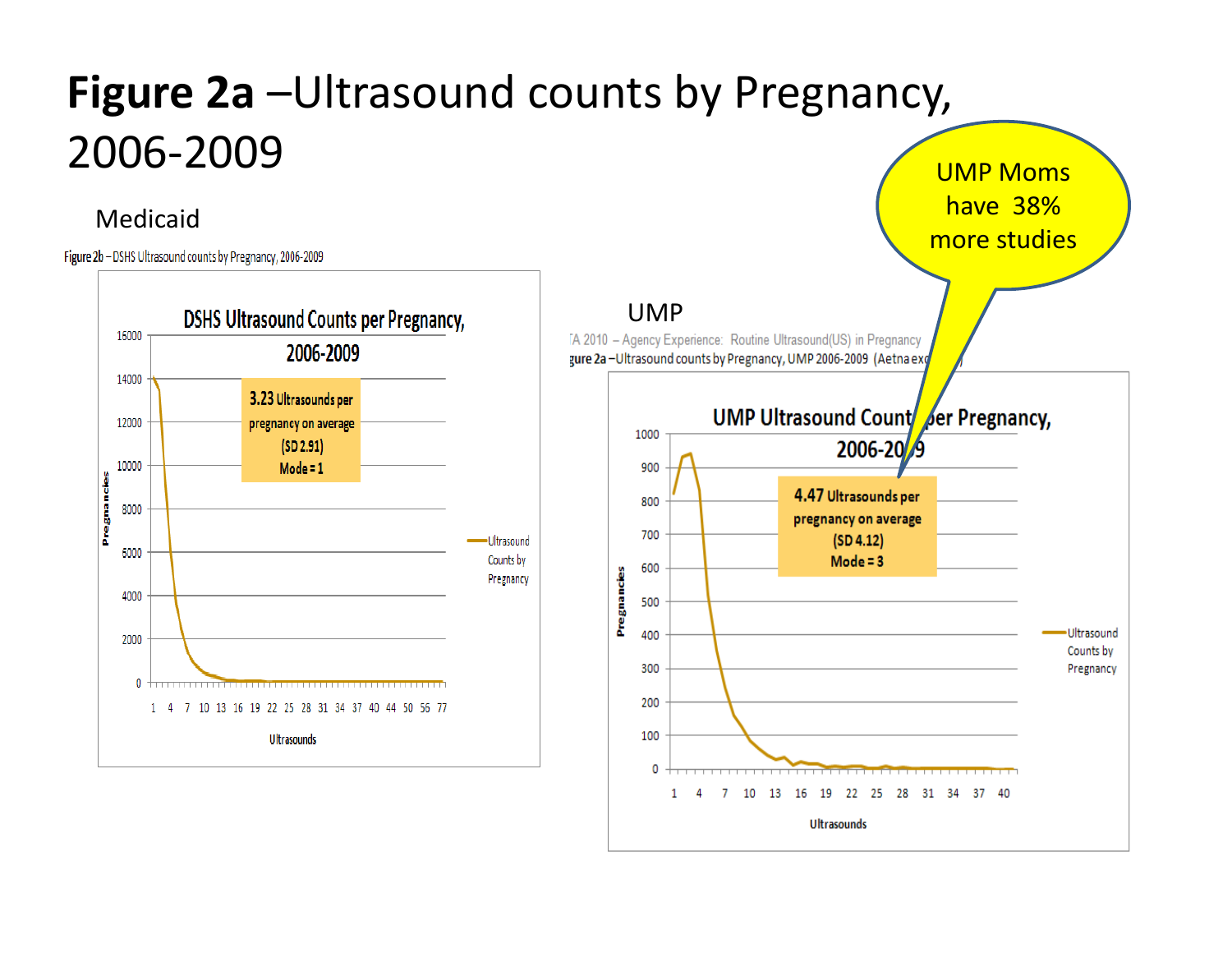# **Figure 2a** –Ultrasound counts by Pregnancy, 2006-2009

Medicaid

Figure 2b – DSHS Ultrasound counts by Pregnancy, 2006-2009

DSHS Ultrasound Counts per Pregnancy, 2006-2009

3.23 Ultrasounds per pregnancy on average (SD 2.91) Mode = 1

Pregnancies

Ultrasounds

Ultrasound Counts by Pregnancy

UMP

TA 2010 – Agency Experience: Routine Ultrasound(US) in Pregnancy

Figure 2a –Ultrasound counts by Pregnancy, UMP 2006-2009 (Aetna exc...)

UMP Ultrasound Counts per Pregnancy, 2006-2009

4.47 Ultrasounds per pregnancy on average (SD 4.12) Mode = 3

Pregnancies

Ultrasounds

Ultrasound Counts by Pregnancy

UMP Moms have 38% more studies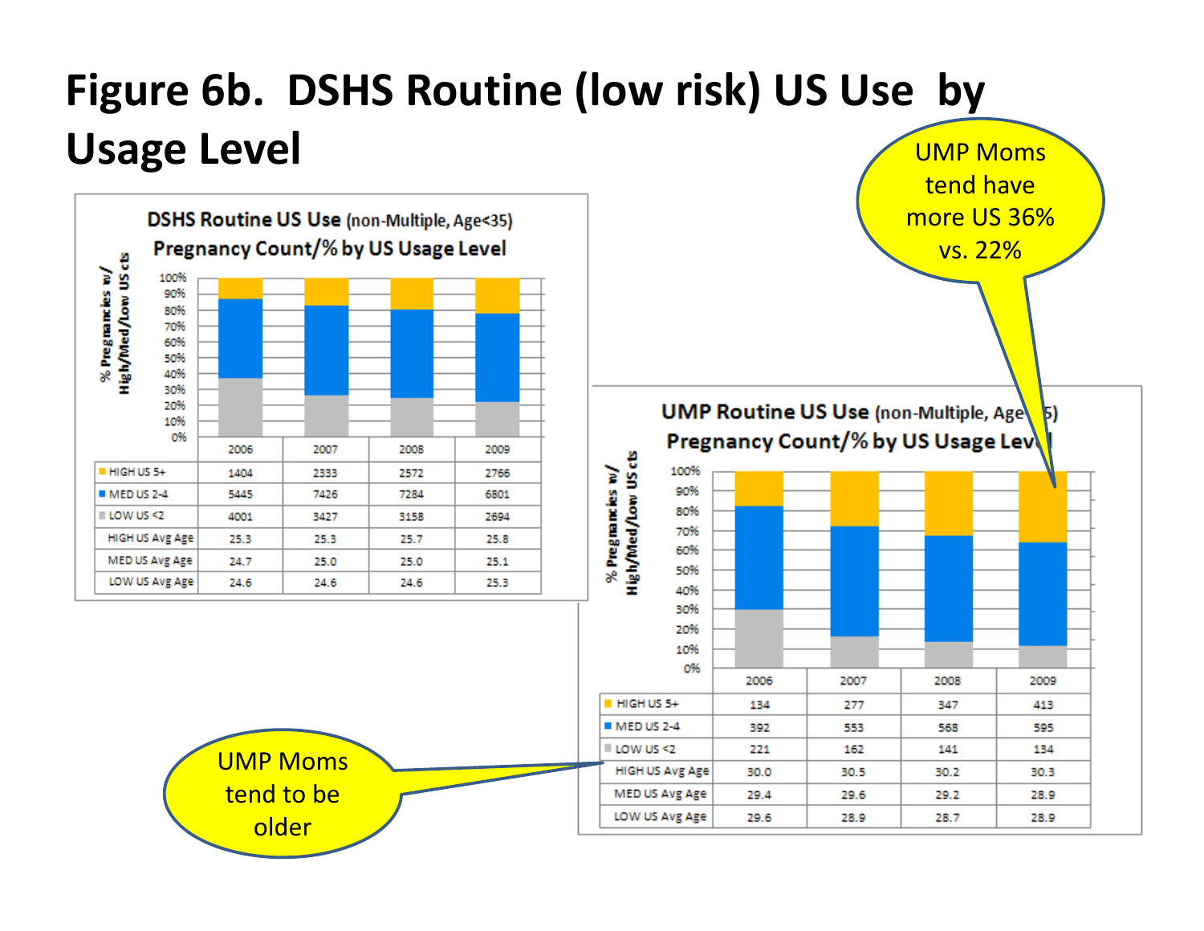# Figure 6b. DSHS Routine (low risk) US Use by Usage Level

**DSHS Routine US Use** (non-Multiple, Age<35)
**Pregnancy Count/% by US Usage Level**

| | 2006 | 2007 | 2008 | 2009 |
|---|---|---|---|---|
| HIGH US 5+ | 1404 | 2333 | 2572 | 2766 |
| MED US 2-4 | 5445 | 7426 | 7284 | 6801 |
| LOW US <2 | 4001 | 3427 | 3158 | 2694 |
| HIGH US Avg Age | 25.3 | 25.3 | 25.7 | 25.8 |
| MED US Avg Age | 24.7 | 25.0 | 25.0 | 25.1 |
| LOW US Avg Age | 24.6 | 24.6 | 24.6 | 25.3 |

**UMP Routine US Use** (non-Multiple, Age<35)
**Pregnancy Count/% by US Usage Level**

| | 2006 | 2007 | 2008 | 2009 |
|---|---|---|---|---|
| HIGH US 5+ | 134 | 277 | 347 | 413 |
| MED US 2-4 | 392 | 553 | 568 | 595 |
| LOW US <2 | 221 | 162 | 141 | 134 |
| HIGH US Avg Age | 30.0 | 30.5 | 30.2 | 30.3 |
| MED US Avg Age | 29.4 | 29.6 | 29.2 | 28.9 |
| LOW US Avg Age | 29.6 | 28.9 | 28.7 | 28.9 |

UMP Moms tend have more US 36% vs. 22%

UMP Moms tend to be older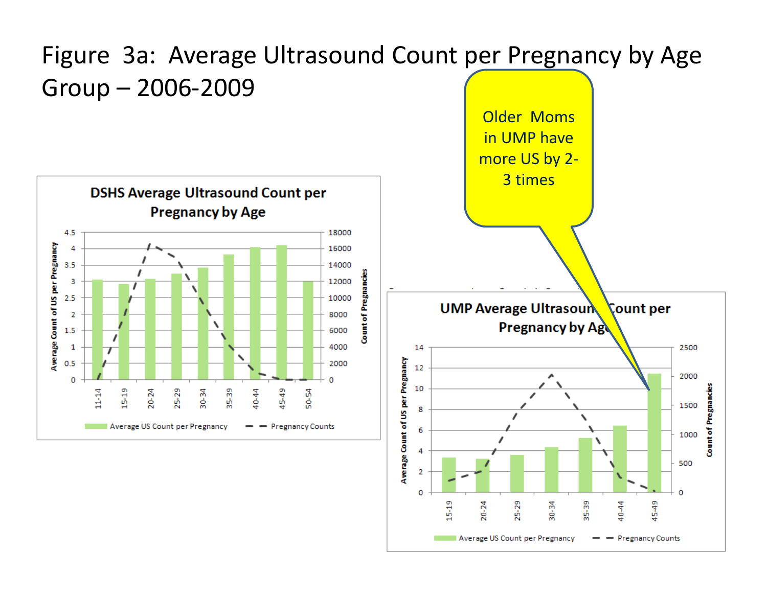# Figure 3a: Average Ultrasound Count per Pregnancy by Age Group – 2006-2009

Older Moms in UMP have more US by 2-3 times

**DSHS Average Ultrasound Count per Pregnancy by Age**

Average Count of US per Pregnancy; Count of Pregnancies

Age groups: 11-14, 15-19, 20-24, 25-29, 30-34, 35-39, 40-44, 45-49, 50-54

Average US Count per Pregnancy — Pregnancy Counts

**UMP Average Ultrasound Count per Pregnancy by Age**

Average Count of US per Pregnancy; Count of Pregnancies

Age groups: 15-19, 20-24, 25-29, 30-34, 35-39, 40-44, 45-49

Average US Count per Pregnancy — Pregnancy Counts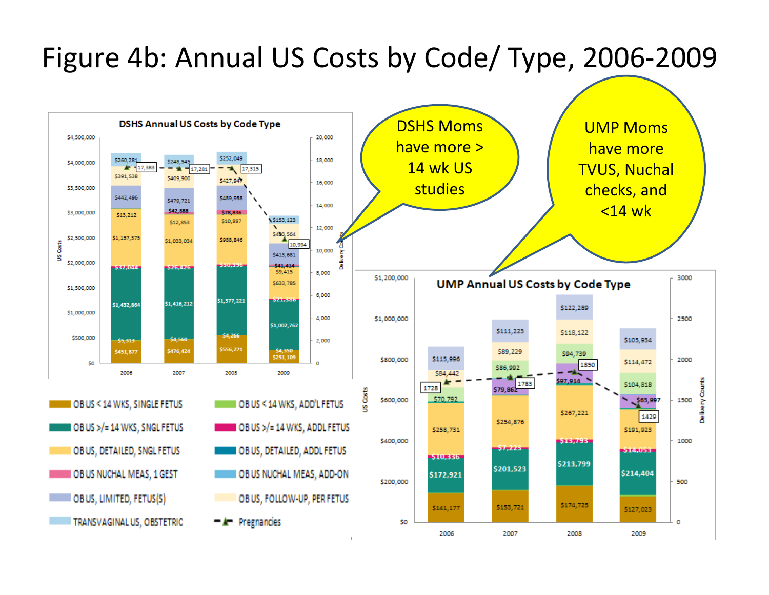# Figure 4b: Annual US Costs by Code/ Type, 2006-2009

**DSHS Annual US Costs by Code Type**

| Code Type | 2006 | 2007 | 2008 | 2009 |
|---|---|---|---|---|
| OB US < 14 WKS, SINGLE FETUS | $451,877 | $476,424 | $556,271 | $251,109 |
| OB US < 14 WKS, ADD'L FETUS | $5,313 | $4,560 | $4,266 | $4,350 |
| OB US >/= 14 WKS, SNGL FETUS | $1,432,864 | $1,416,212 | $1,377,221 | $1,002,762 |
| OB US >/= 14 WKS, ADDL FETUS | $32,044 | $26,426 | $30,336 | $21,388 |
| OB US, DETAILED, SNGL FETUS | $1,157,375 | $1,033,034 | $988,846 | $633,785 |
| OB US, DETAILED, ADDL FETUS | $13,212 | $12,853 | $10,887 | $9,415 |
| OB US NUCHAL MEAS, 1 GEST | | $42,888 | $78,836 | $41,414 |
| OB US, LIMITED, FETUS(S) | $442,496 | $479,721 | $489,958 | $413,681 |
| OB US, FOLLOW-UP, PER FETUS | $391,538 | $409,900 | $427,947 | $403,564 |
| TRANSVAGINAL US, OBSTETRIC | $260,281 | $248,545 | $252,049 | $153,123 |
| Pregnancies | 17,383 | 17,281 | 17,315 | 10,994 |

DSHS Moms have more > 14 wk US studies

**UMP Annual US Costs by Code Type**

| Code Type | 2006 | 2007 | 2008 | 2009 |
|---|---|---|---|---|
| OB US < 14 WKS, SINGLE FETUS | $141,177 | $153,721 | $174,725 | $127,023 |
| OB US >/= 14 WKS, SNGL FETUS | $172,921 | $201,523 | $213,799 | $214,404 |
| OB US >/= 14 WKS, ADDL FETUS | $10,336 | $7,223 | $13,793 | $14,053 |
| OB US, DETAILED, SNGL FETUS | $258,731 | $254,876 | $267,221 | $191,923 |
| OB US NUCHAL MEAS, 1 GEST | | $79,862 | $97,914 | $63,997 |
| OB US < 14 WKS, ADD'L FETUS | $70,792 | $86,992 | $94,739 | $104,818 |
| OB US, FOLLOW-UP, PER FETUS | $84,442 | $89,229 | $118,122 | $114,472 |
| OB US, LIMITED, FETUS(S) | $115,996 | $111,223 | $122,289 | $105,934 |
| Pregnancies | 1728 | 1783 | 1850 | 1429 |

UMP Moms have more TVUS, Nuchal checks, and <14 wk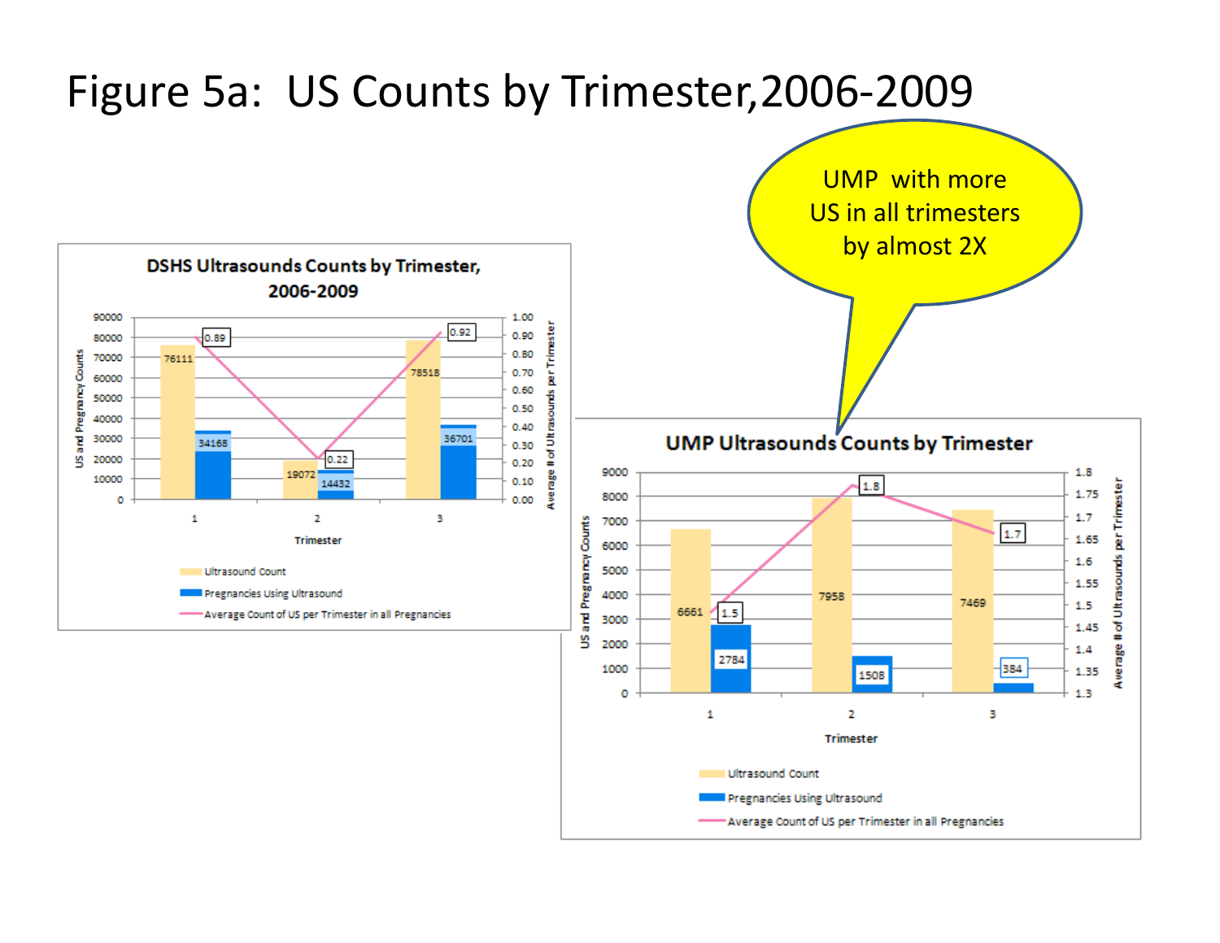# Figure 5a: US Counts by Trimester,2006-2009

UMP with more US in all trimesters by almost 2X

**DSHS Ultrasounds Counts by Trimester, 2006-2009**

| Trimester | Ultrasound Count | Pregnancies Using Ultrasound | Average Count of US per Trimester in all Pregnancies |
|---|---|---|---|
| 1 | 76111 | 34168 | 0.89 |
| 2 | 19072 | 14432 | 0.22 |
| 3 | 78518 | 36701 | 0.92 |

**UMP Ultrasounds Counts by Trimester**

| Trimester | Ultrasound Count | Pregnancies Using Ultrasound | Average Count of US per Trimester in all Pregnancies |
|---|---|---|---|
| 1 | 6661 | 2784 | 1.5 |
| 2 | 7958 | 1508 | 1.8 |
| 3 | 7469 | 384 | 1.7 |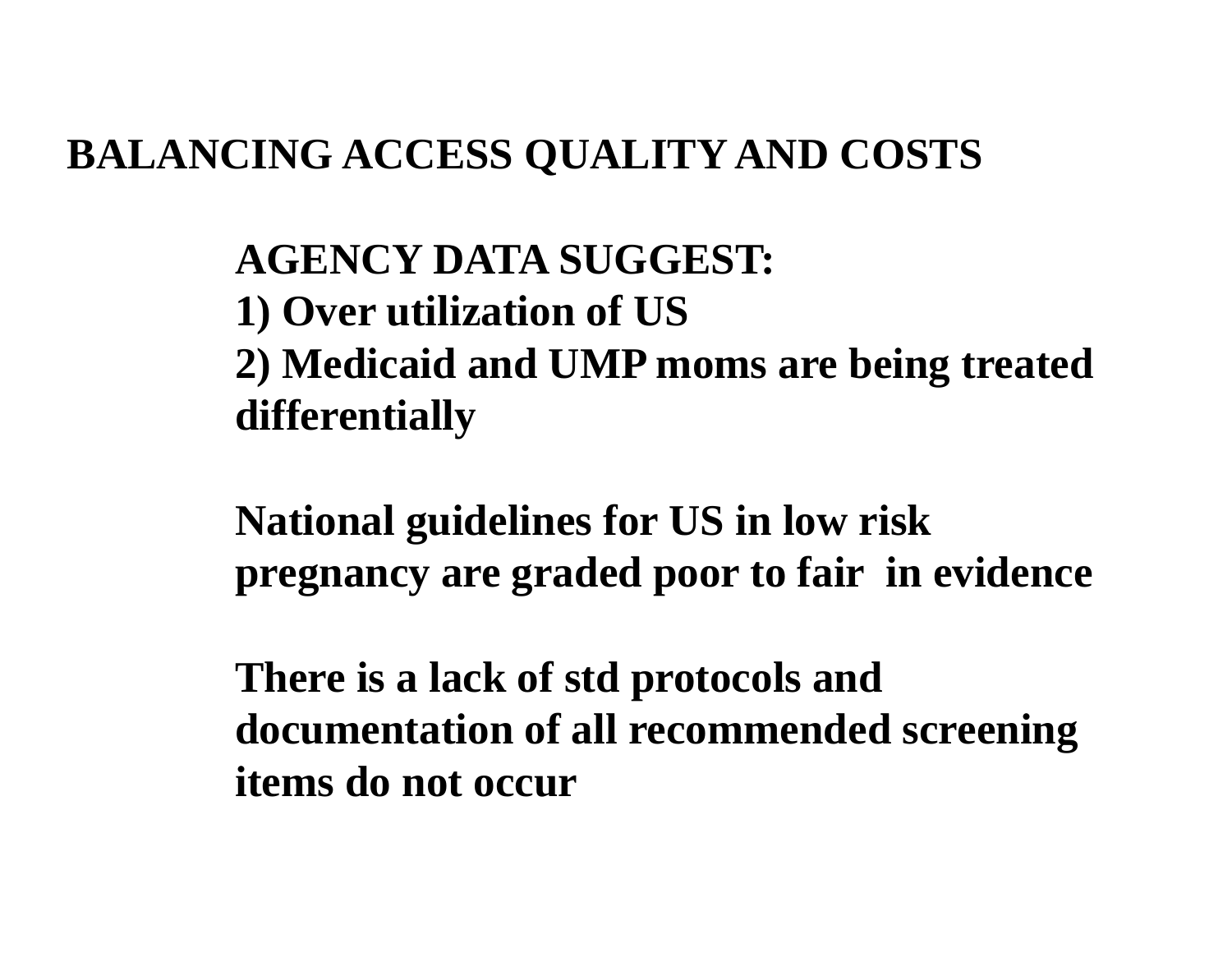# BALANCING ACCESS QUALITY AND COSTS

**AGENCY DATA SUGGEST:**

1) Over utilization of US
2) Medicaid and UMP moms are being treated differentially

**National guidelines for US in low risk pregnancy are graded poor to fair in evidence**

**There is a lack of std protocols and documentation of all recommended screening items do not occur**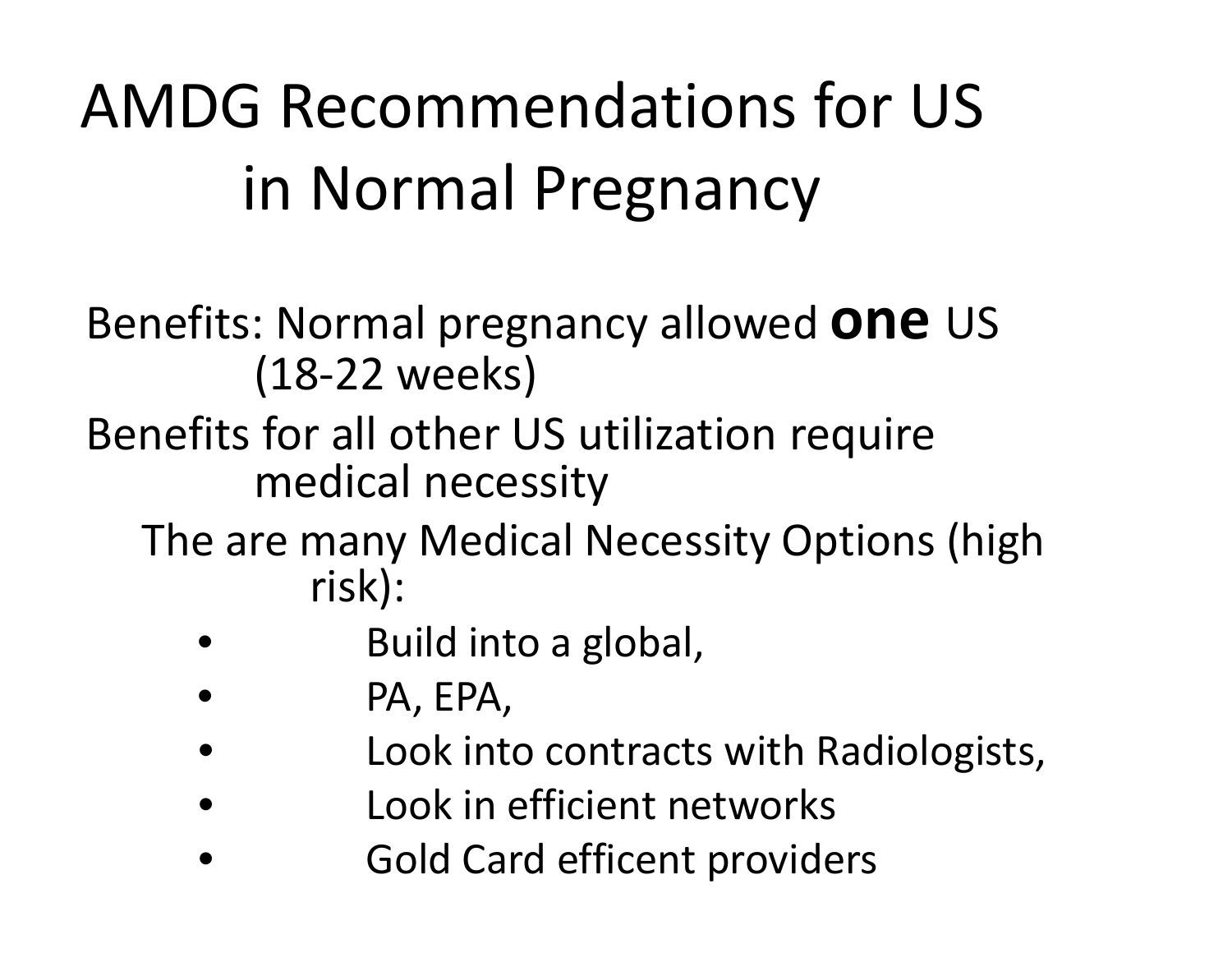# AMDG Recommendations for US in Normal Pregnancy

Benefits: Normal pregnancy allowed **one** US (18-22 weeks)

Benefits for all other US utilization require medical necessity

The are many Medical Necessity Options (high risk):

- Build into a global,
- PA, EPA,
- Look into contracts with Radiologists,
- Look in efficient networks
- Gold Card efficent providers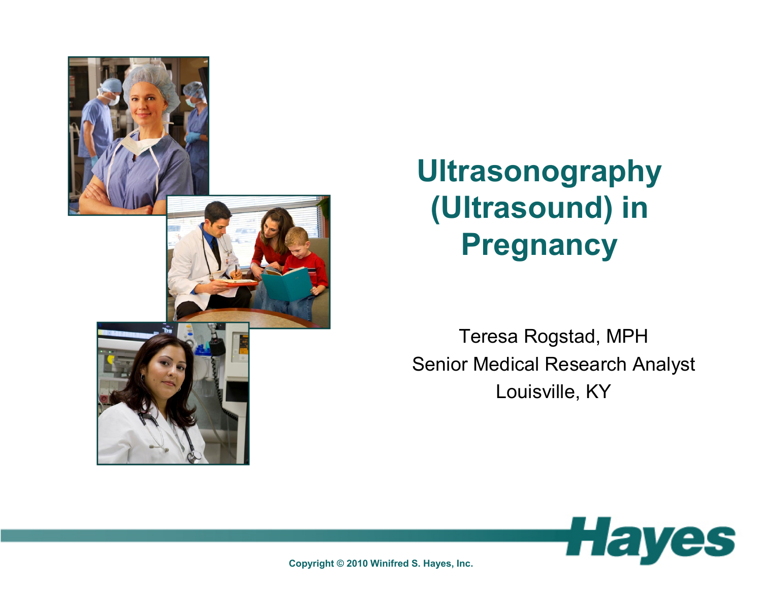# Ultrasonography (Ultrasound) in Pregnancy

Teresa Rogstad, MPH

Senior Medical Research Analyst

Louisville, KY

Hayes

Copyright © 2010 Winifred S. Hayes, Inc.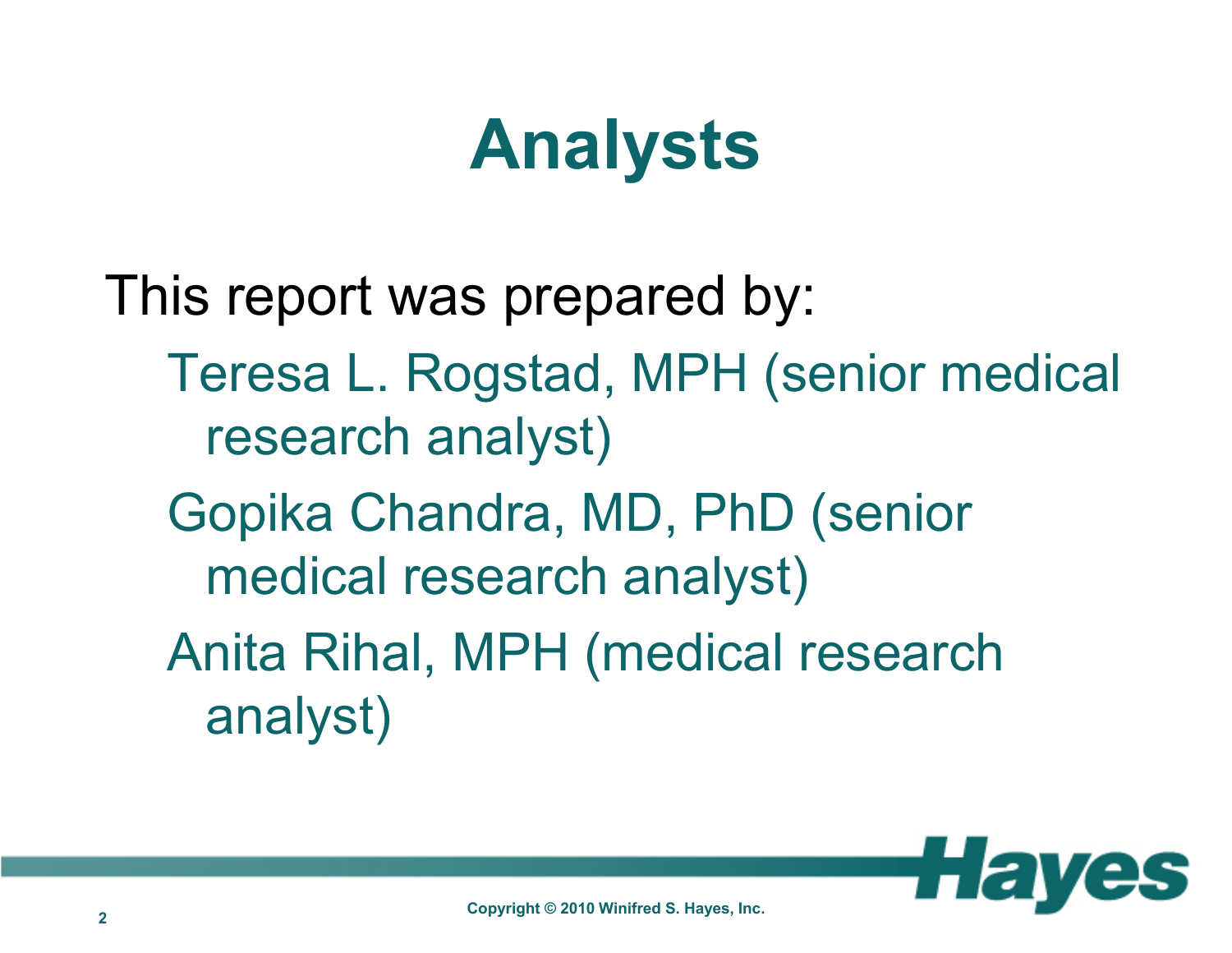# Analysts

This report was prepared by:

- Teresa L. Rogstad, MPH (senior medical research analyst)
- Gopika Chandra, MD, PhD (senior medical research analyst)
- Anita Rihal, MPH (medical research analyst)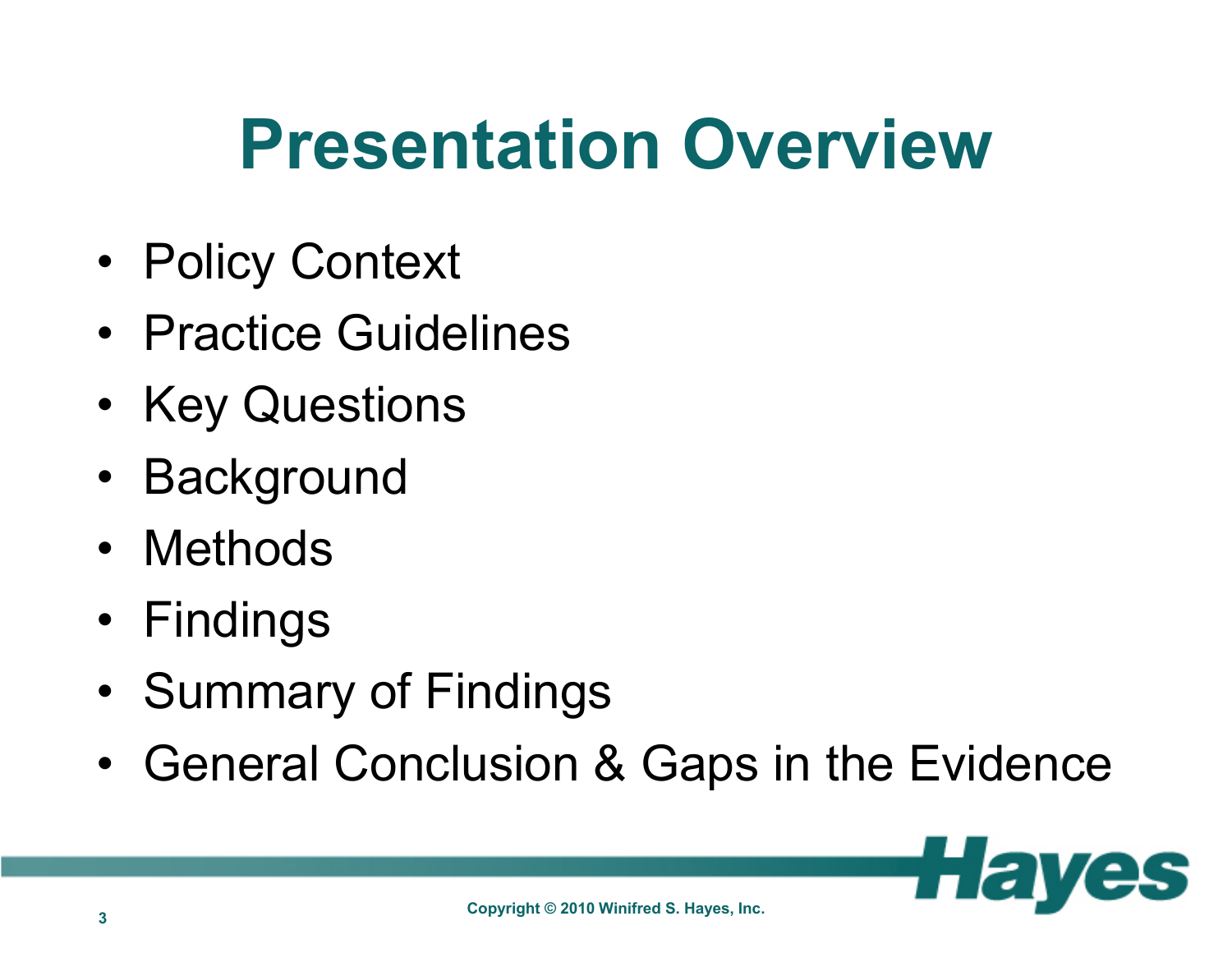# Presentation Overview

- Policy Context
- Practice Guidelines
- Key Questions
- Background
- Methods
- Findings
- Summary of Findings
- General Conclusion & Gaps in the Evidence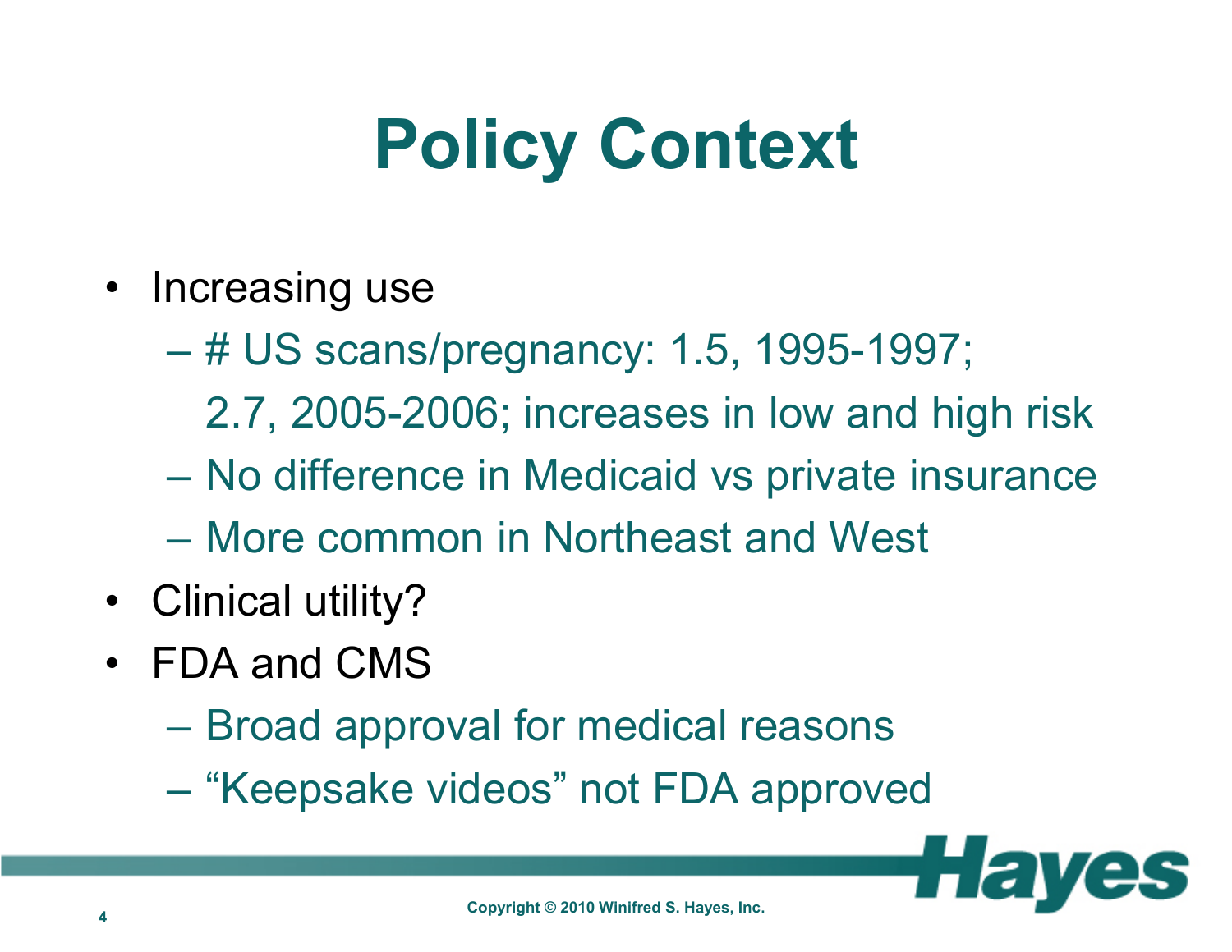# Policy Context

- Increasing use
  - # US scans/pregnancy: 1.5, 1995-1997; 2.7, 2005-2006; increases in low and high risk
  - No difference in Medicaid vs private insurance
  - More common in Northeast and West
- Clinical utility?
- FDA and CMS
  - Broad approval for medical reasons
  - “Keepsake videos” not FDA approved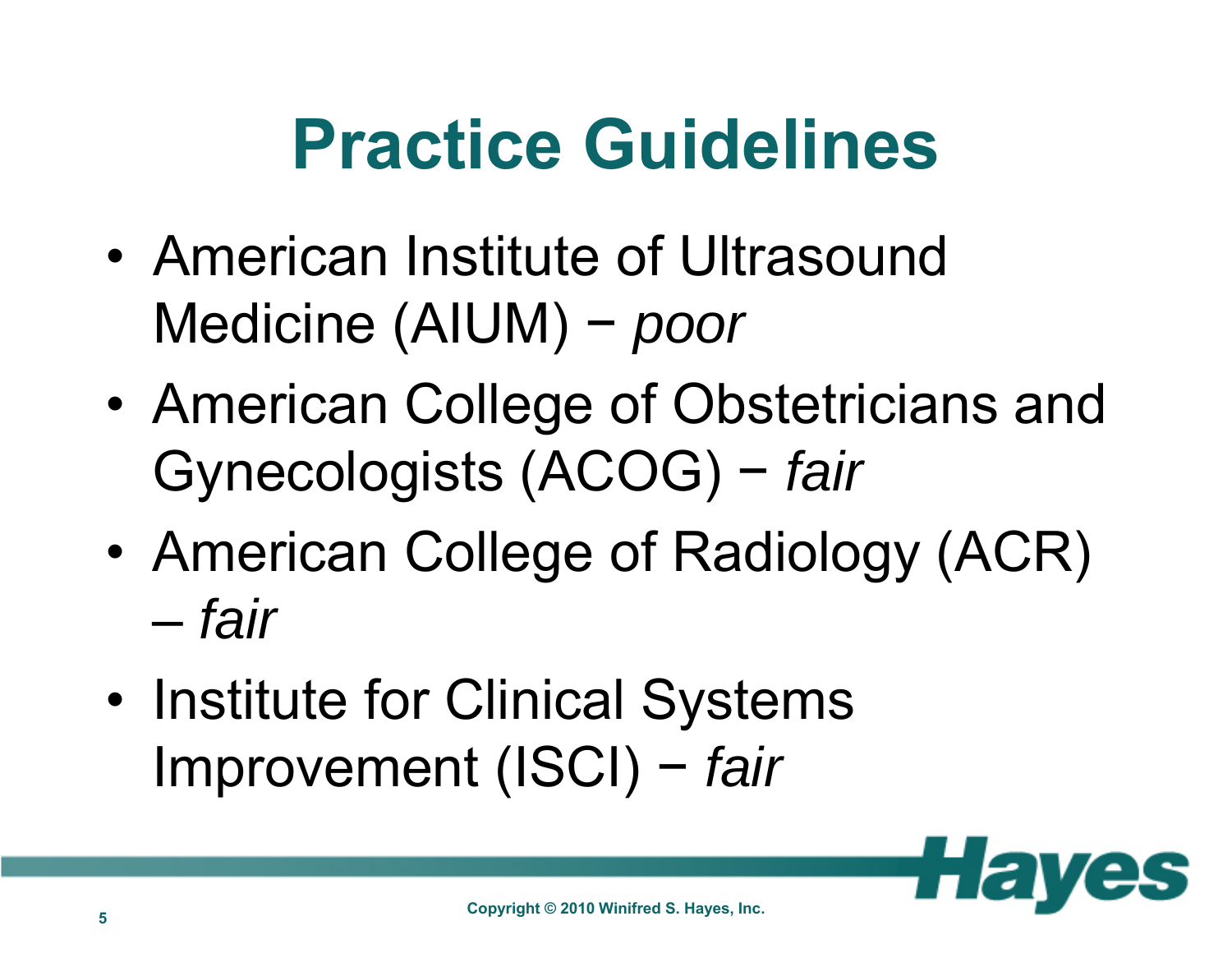# Practice Guidelines

- American Institute of Ultrasound Medicine (AIUM) − *poor*
- American College of Obstetricians and Gynecologists (ACOG) − *fair*
- American College of Radiology (ACR) – *fair*
- Institute for Clinical Systems Improvement (ISCI) − *fair*

Copyright © 2010 Winifred S. Hayes, Inc.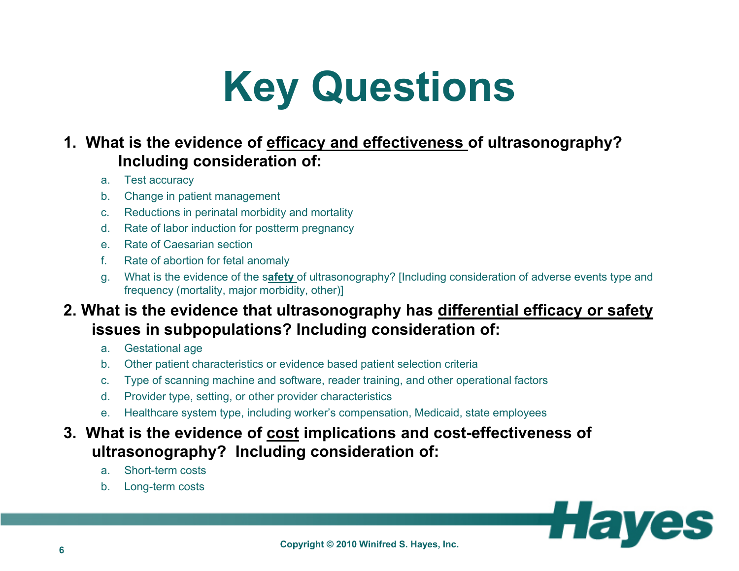# Key Questions

1. **What is the evidence of <u>efficacy and effectiveness</u> of ultrasonography? Including consideration of:**
   a. Test accuracy
   b. Change in patient management
   c. Reductions in perinatal morbidity and mortality
   d. Rate of labor induction for postterm pregnancy
   e. Rate of Caesarian section
   f. Rate of abortion for fetal anomaly
   g. What is the evidence of the s**<u>afety</u>** of ultrasonography? [Including consideration of adverse events type and frequency (mortality, major morbidity, other)]

2. **What is the evidence that ultrasonography has <u>differential efficacy or safety</u> issues in subpopulations? Including consideration of:**
   a. Gestational age
   b. Other patient characteristics or evidence based patient selection criteria
   c. Type of scanning machine and software, reader training, and other operational factors
   d. Provider type, setting, or other provider characteristics
   e. Healthcare system type, including worker's compensation, Medicaid, state employees

3. **What is the evidence of <u>cost</u> implications and cost-effectiveness of ultrasonography? Including consideration of:**
   a. Short-term costs
   b. Long-term costs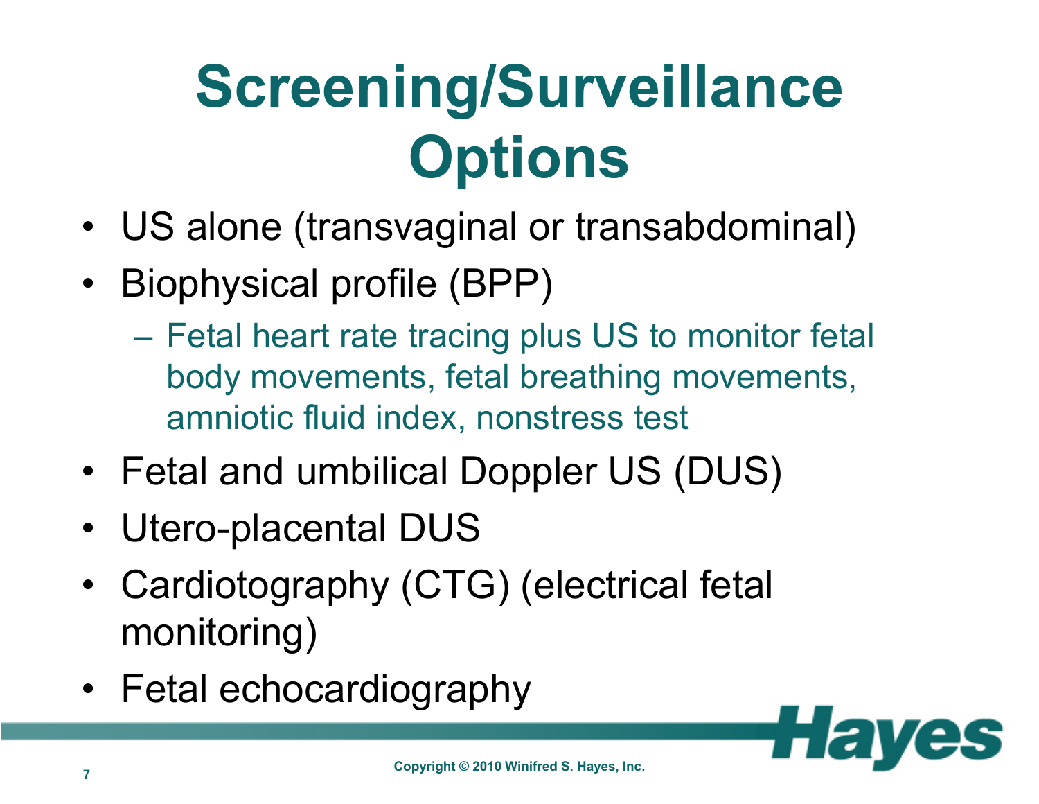# Screening/Surveillance Options

- US alone (transvaginal or transabdominal)
- Biophysical profile (BPP)
  - Fetal heart rate tracing plus US to monitor fetal body movements, fetal breathing movements, amniotic fluid index, nonstress test
- Fetal and umbilical Doppler US (DUS)
- Utero-placental DUS
- Cardiotography (CTG) (electrical fetal monitoring)
- Fetal echocardiography

Copyright © 2010 Winifred S. Hayes, Inc.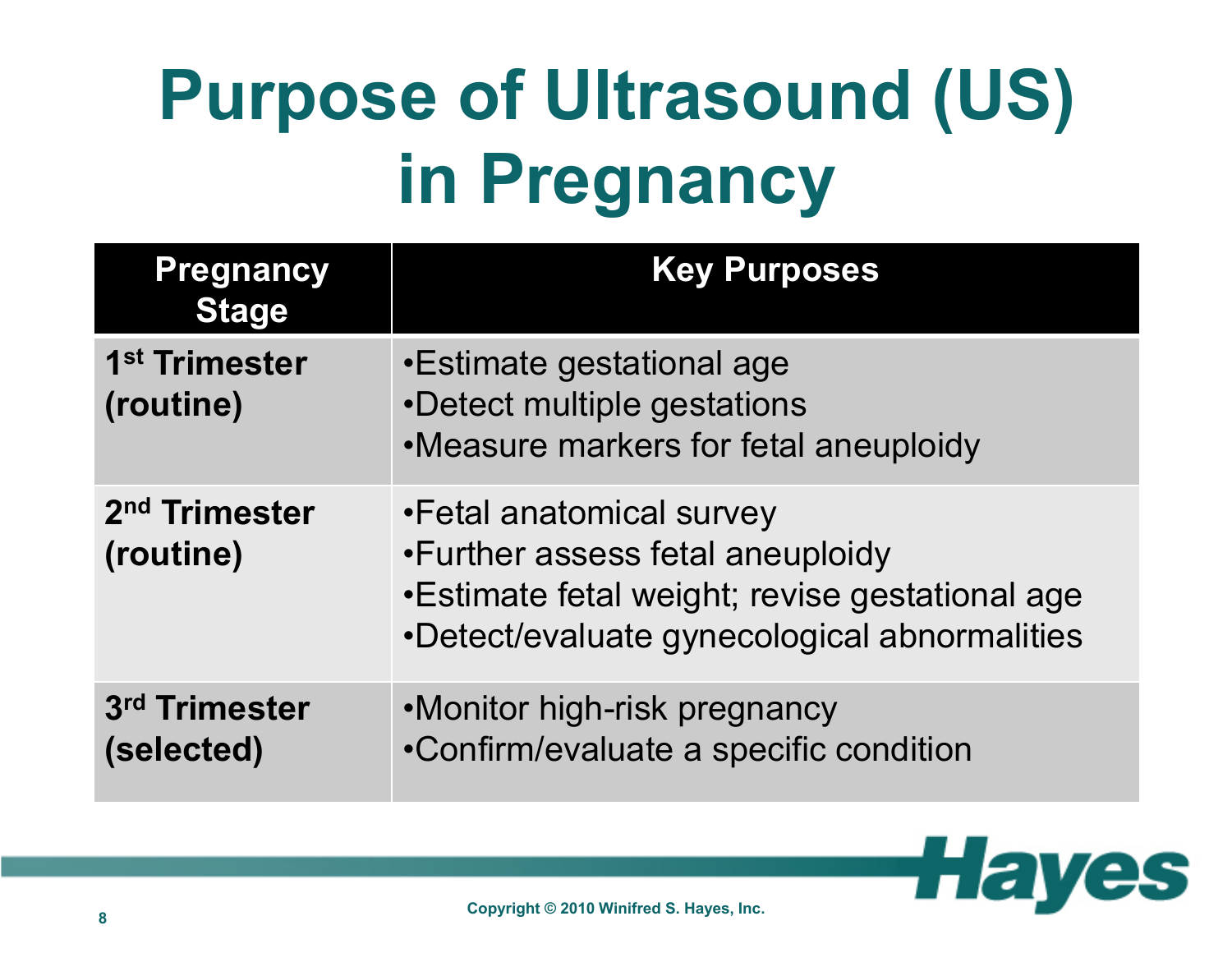# Purpose of Ultrasound (US) in Pregnancy

| Pregnancy Stage | Key Purposes |
|---|---|
| **1st Trimester (routine)** | •Estimate gestational age<br>•Detect multiple gestations<br>•Measure markers for fetal aneuploidy |
| **2nd Trimester (routine)** | •Fetal anatomical survey<br>•Further assess fetal aneuploidy<br>•Estimate fetal weight; revise gestational age<br>•Detect/evaluate gynecological abnormalities |
| **3rd Trimester (selected)** | •Monitor high-risk pregnancy<br>•Confirm/evaluate a specific condition |

Copyright © 2010 Winifred S. Hayes, Inc.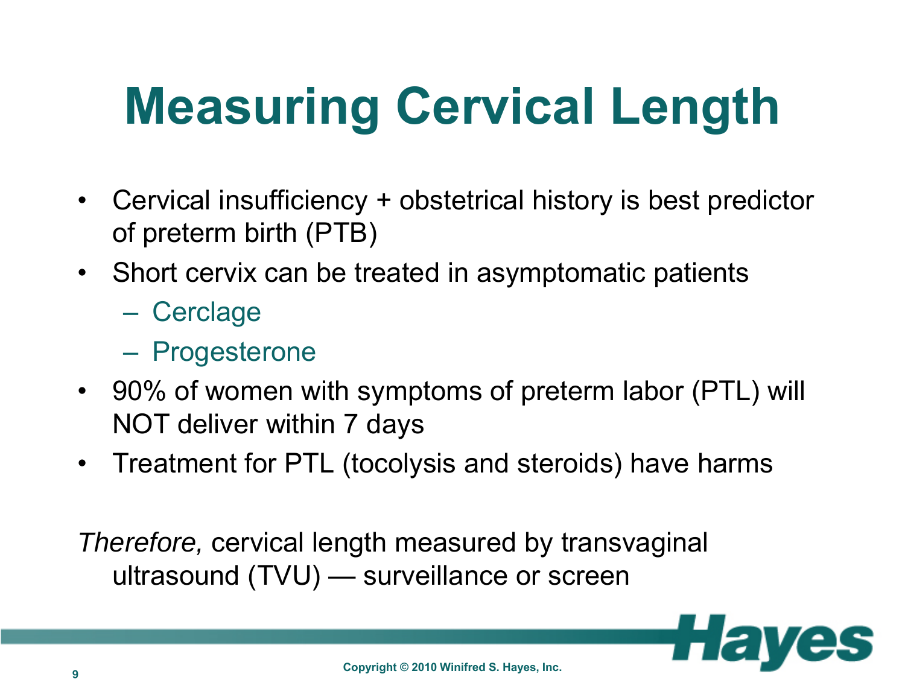# Measuring Cervical Length

- Cervical insufficiency + obstetrical history is best predictor of preterm birth (PTB)
- Short cervix can be treated in asymptomatic patients
  - Cerclage
  - Progesterone
- 90% of women with symptoms of preterm labor (PTL) will NOT deliver within 7 days
- Treatment for PTL (tocolysis and steroids) have harms

*Therefore,* cervical length measured by transvaginal ultrasound (TVU) — surveillance or screen

Copyright © 2010 Winifred S. Hayes, Inc.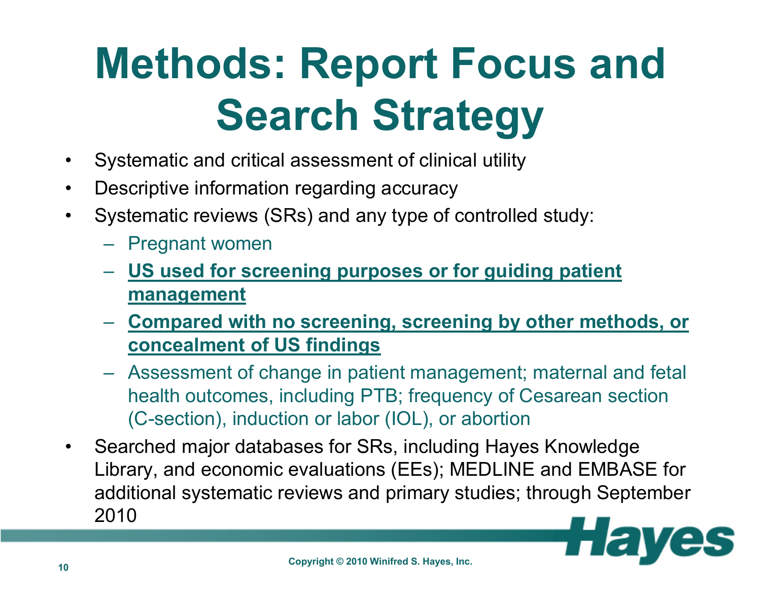# Methods: Report Focus and Search Strategy

- Systematic and critical assessment of clinical utility
- Descriptive information regarding accuracy
- Systematic reviews (SRs) and any type of controlled study:
  - Pregnant women
  - **US used for screening purposes or for guiding patient management**
  - **Compared with no screening, screening by other methods, or concealment of US findings**
  - Assessment of change in patient management; maternal and fetal health outcomes, including PTB; frequency of Cesarean section (C-section), induction or labor (IOL), or abortion
- Searched major databases for SRs, including Hayes Knowledge Library, and economic evaluations (EEs); MEDLINE and EMBASE for additional systematic reviews and primary studies; through September 2010

Copyright © 2010 Winifred S. Hayes, Inc.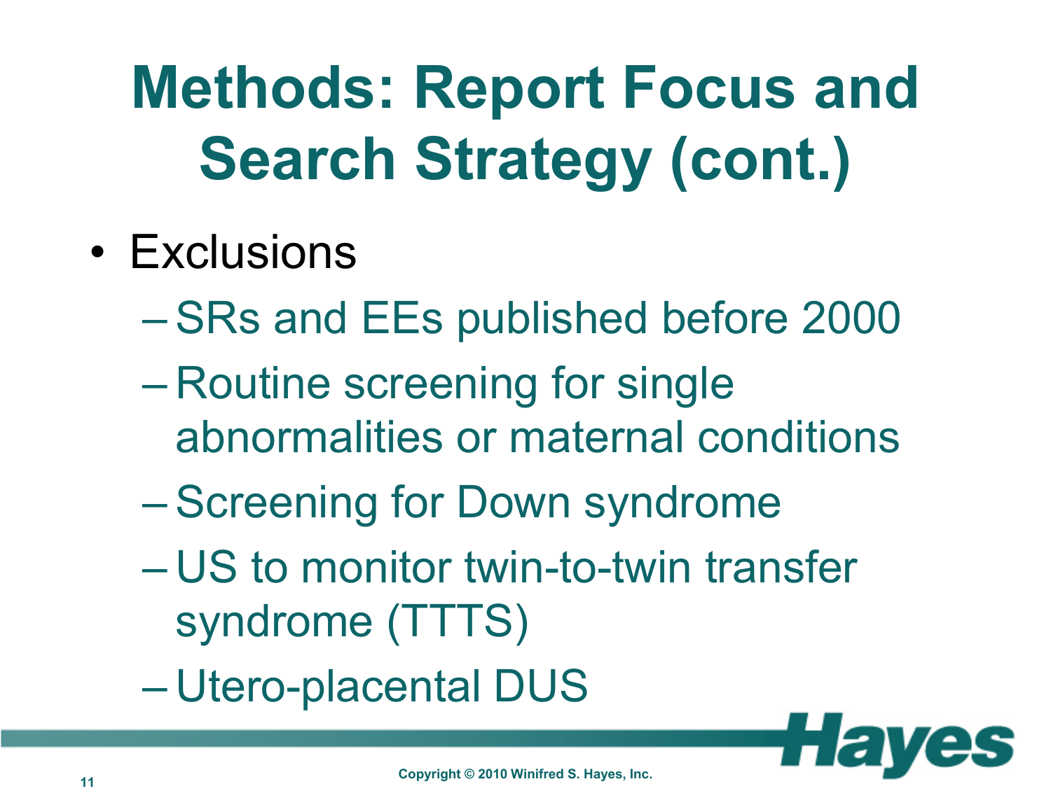# Methods: Report Focus and Search Strategy (cont.)

- Exclusions
  - SRs and EEs published before 2000
  - Routine screening for single abnormalities or maternal conditions
  - Screening for Down syndrome
  - US to monitor twin-to-twin transfer syndrome (TTTS)
  - Utero-placental DUS

Copyright © 2010 Winifred S. Hayes, Inc.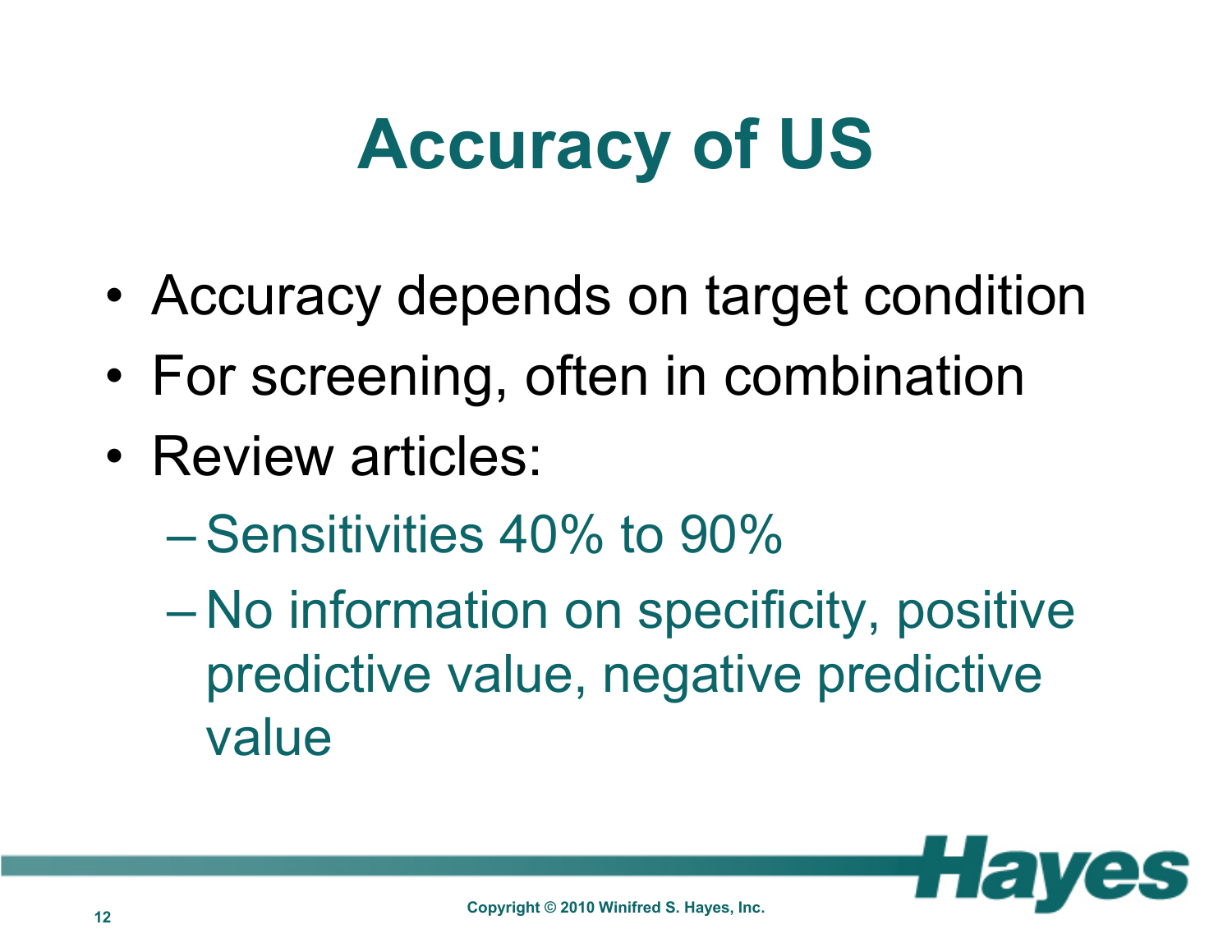# Accuracy of US

- Accuracy depends on target condition
- For screening, often in combination
- Review articles:
  - Sensitivities 40% to 90%
  - No information on specificity, positive predictive value, negative predictive value

Copyright © 2010 Winifred S. Hayes, Inc.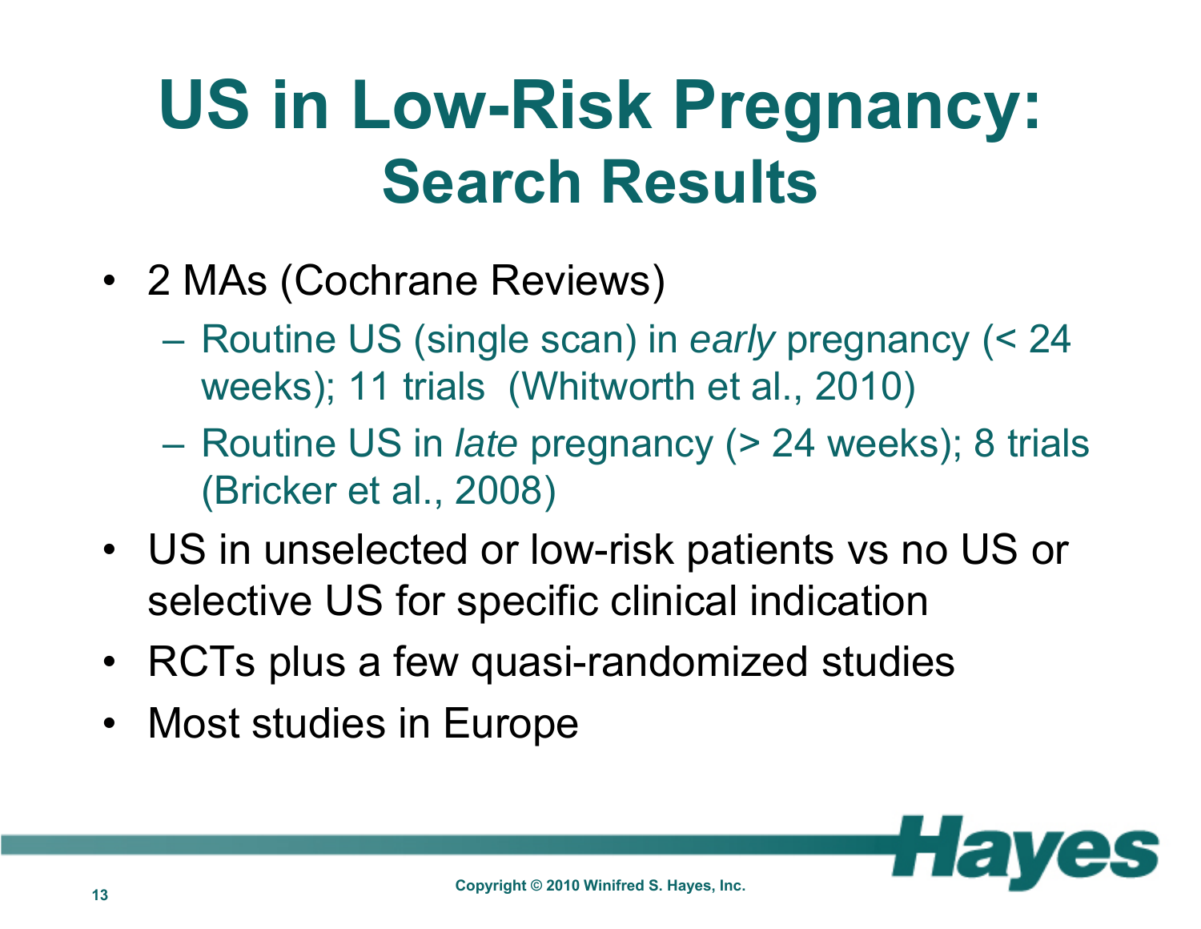# US in Low-Risk Pregnancy: Search Results

- 2 MAs (Cochrane Reviews)
  - Routine US (single scan) in *early* pregnancy (< 24 weeks); 11 trials (Whitworth et al., 2010)
  - Routine US in *late* pregnancy (> 24 weeks); 8 trials (Bricker et al., 2008)
- US in unselected or low-risk patients vs no US or selective US for specific clinical indication
- RCTs plus a few quasi-randomized studies
- Most studies in Europe

Copyright © 2010 Winifred S. Hayes, Inc.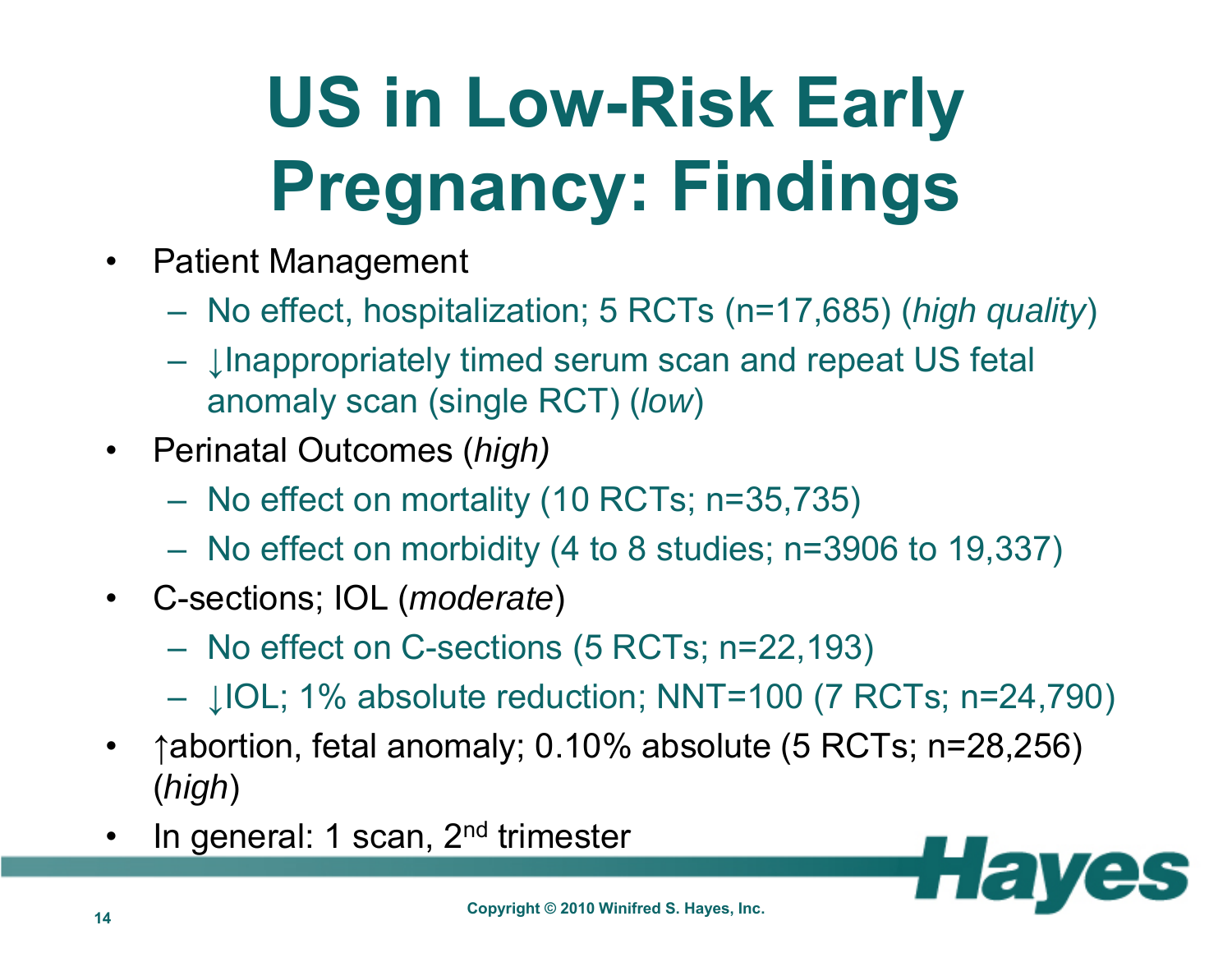# US in Low-Risk Early Pregnancy: Findings

- Patient Management
  - No effect, hospitalization; 5 RCTs (n=17,685) (*high quality*)
  - ↓Inappropriately timed serum scan and repeat US fetal anomaly scan (single RCT) (*low*)
- Perinatal Outcomes (*high)*
  - No effect on mortality (10 RCTs; n=35,735)
  - No effect on morbidity (4 to 8 studies; n=3906 to 19,337)
- C-sections; IOL (*moderate*)
  - No effect on C-sections (5 RCTs; n=22,193)
  - ↓IOL; 1% absolute reduction; NNT=100 (7 RCTs; n=24,790)
- ↑abortion, fetal anomaly; 0.10% absolute (5 RCTs; n=28,256) (*high*)
- In general: 1 scan, 2nd trimester

Copyright © 2010 Winifred S. Hayes, Inc.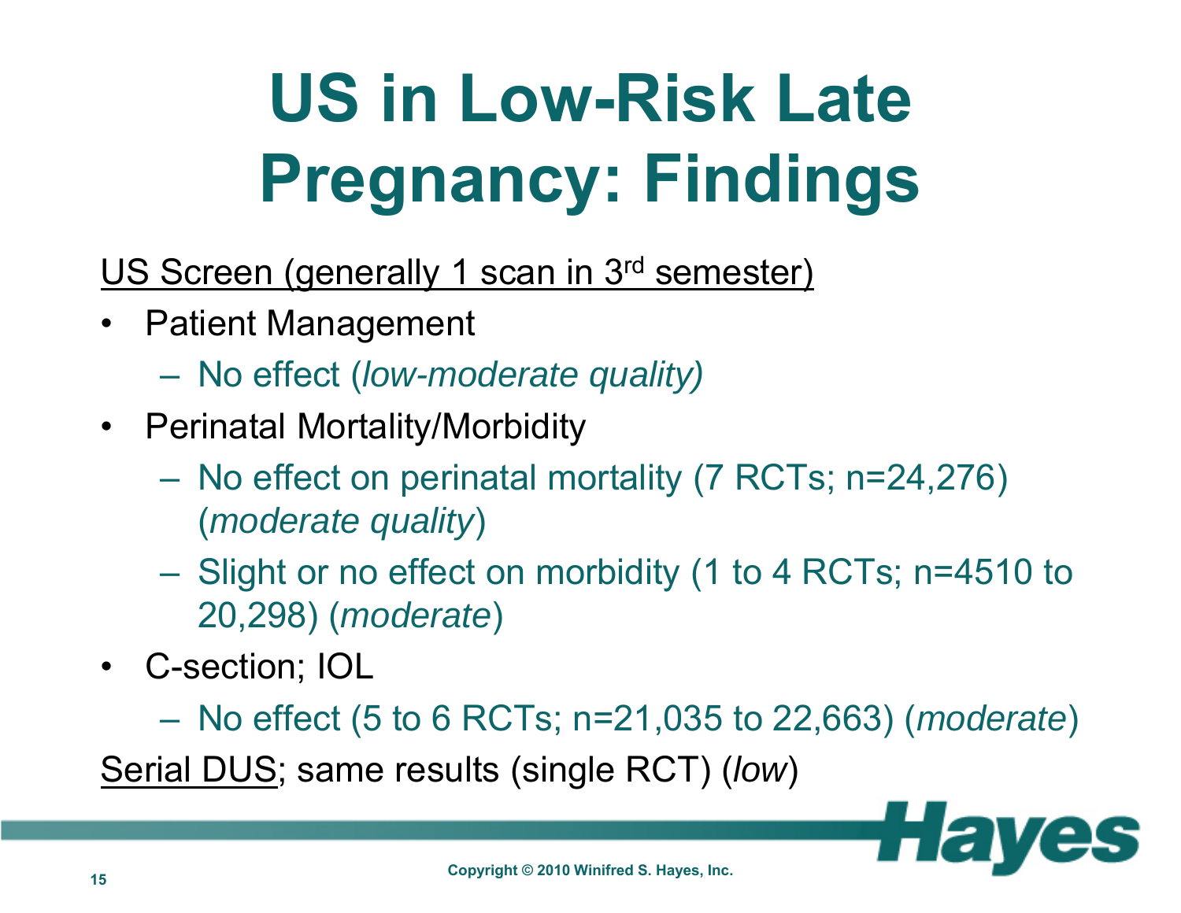# US in Low-Risk Late Pregnancy: Findings

US Screen (generally 1 scan in 3rd semester)

- Patient Management
  - No effect (*low-moderate quality)*
- Perinatal Mortality/Morbidity
  - No effect on perinatal mortality (7 RCTs; n=24,276) (*moderate quality*)
  - Slight or no effect on morbidity (1 to 4 RCTs; n=4510 to 20,298) (*moderate*)
- C-section; IOL
  - No effect (5 to 6 RCTs; n=21,035 to 22,663) (*moderate*)

Serial DUS; same results (single RCT) (*low*)

Copyright © 2010 Winifred S. Hayes, Inc.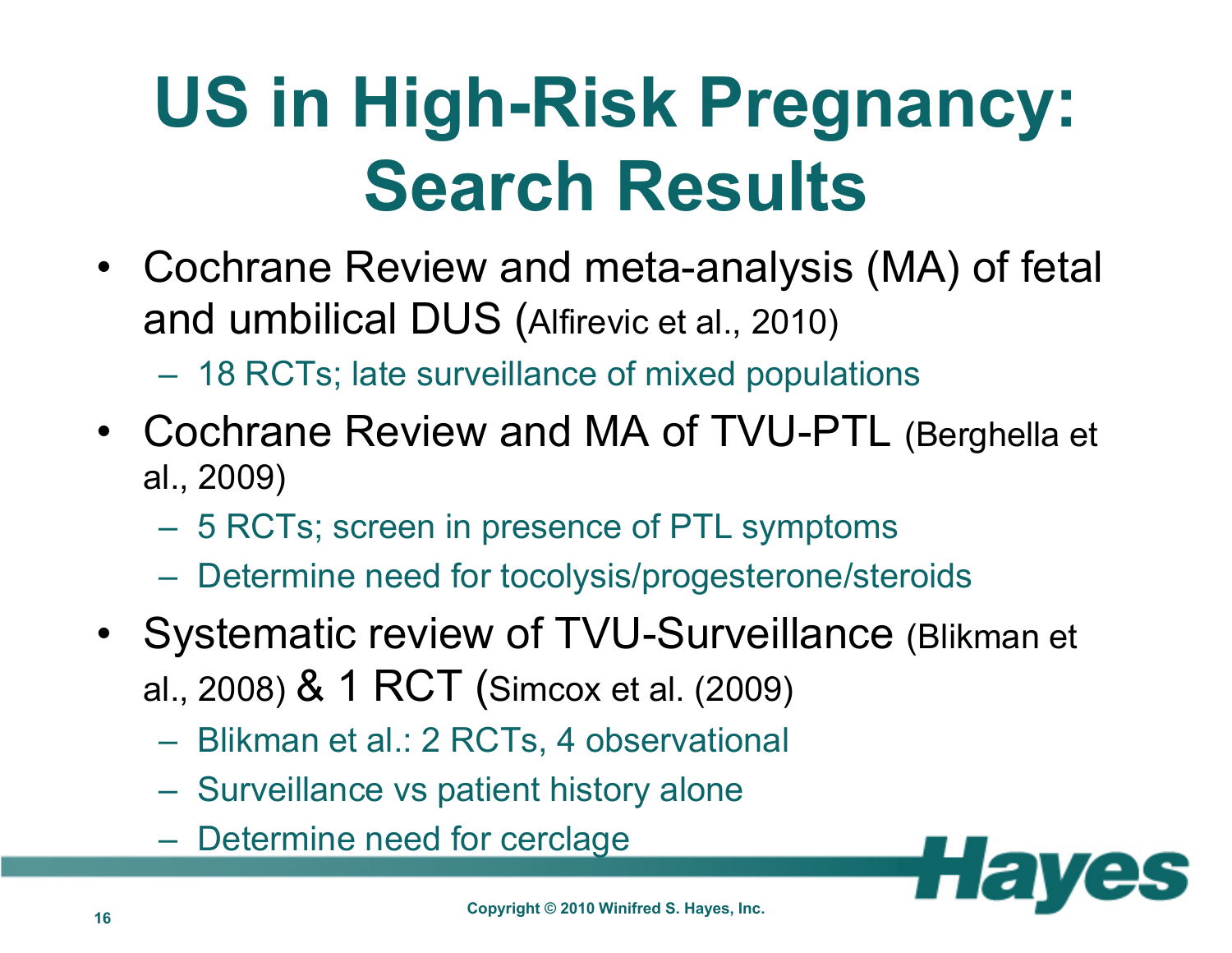# US in High-Risk Pregnancy: Search Results

- Cochrane Review and meta-analysis (MA) of fetal and umbilical DUS (Alfirevic et al., 2010)
  - 18 RCTs; late surveillance of mixed populations
- Cochrane Review and MA of TVU-PTL (Berghella et al., 2009)
  - 5 RCTs; screen in presence of PTL symptoms
  - Determine need for tocolysis/progesterone/steroids
- Systematic review of TVU-Surveillance (Blikman et al., 2008) & 1 RCT (Simcox et al. (2009)
  - Blikman et al.: 2 RCTs, 4 observational
  - Surveillance vs patient history alone
  - Determine need for cerclage

Copyright © 2010 Winifred S. Hayes, Inc.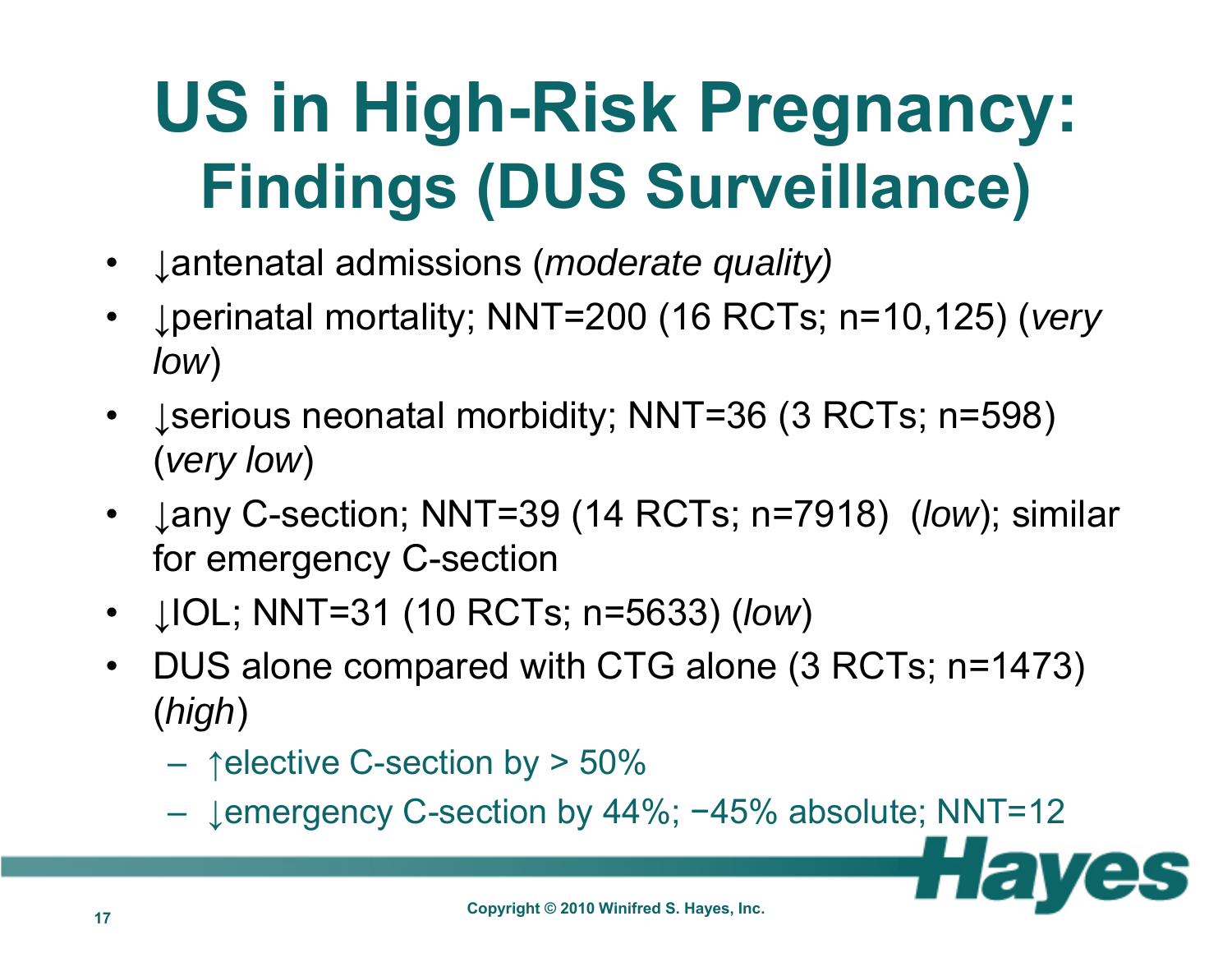# US in High-Risk Pregnancy: Findings (DUS Surveillance)

- ↓antenatal admissions (*moderate quality)*
- ↓perinatal mortality; NNT=200 (16 RCTs; n=10,125) (*very low*)
- ↓serious neonatal morbidity; NNT=36 (3 RCTs; n=598) (*very low*)
- ↓any C-section; NNT=39 (14 RCTs; n=7918) (*low*); similar for emergency C-section
- ↓IOL; NNT=31 (10 RCTs; n=5633) (*low*)
- DUS alone compared with CTG alone (3 RCTs; n=1473) (*high*)
  - ↑elective C-section by > 50%
  - ↓emergency C-section by 44%; −45% absolute; NNT=12

Copyright © 2010 Winifred S. Hayes, Inc.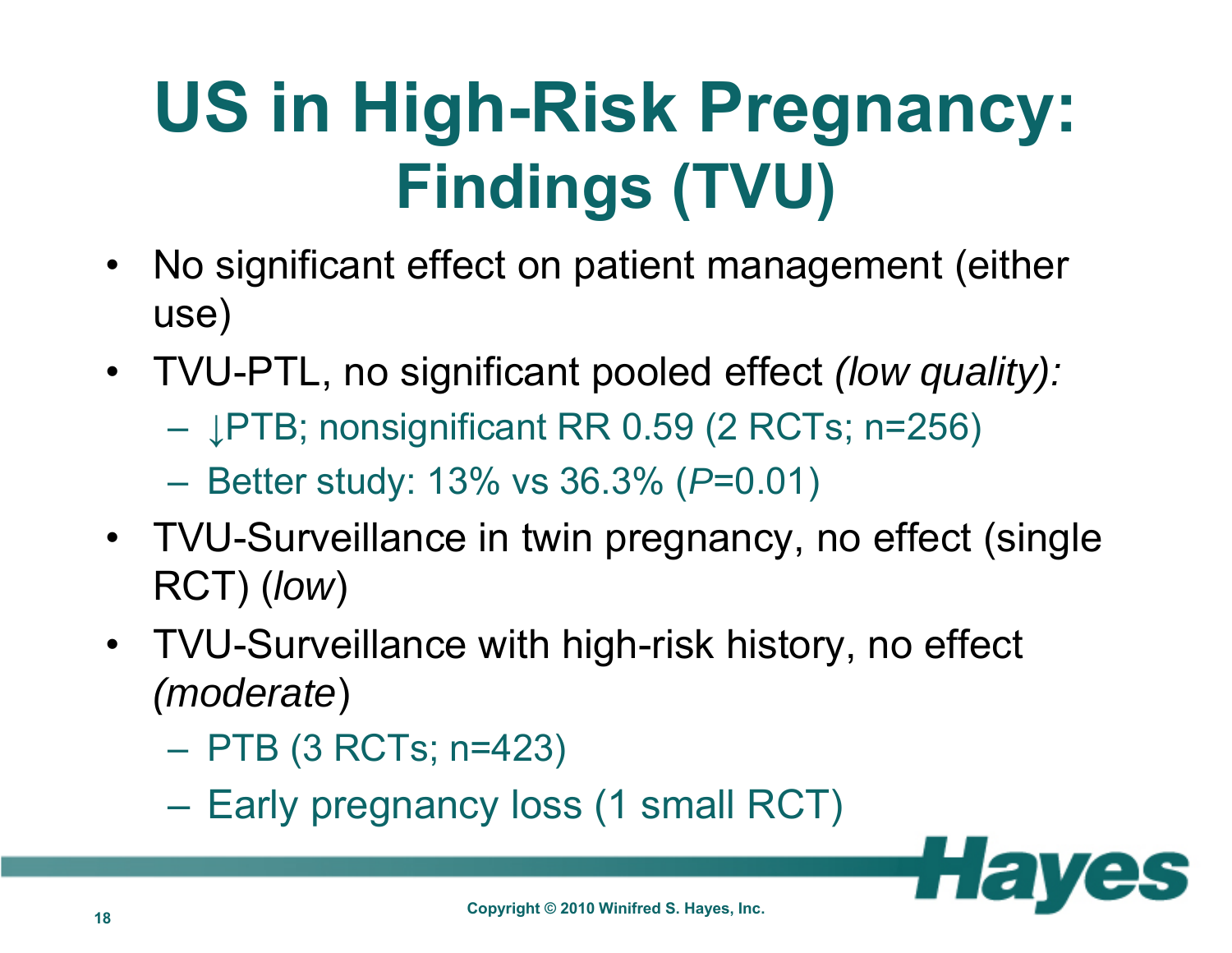# US in High-Risk Pregnancy: Findings (TVU)

- No significant effect on patient management (either use)
- TVU-PTL, no significant pooled effect *(low quality):*
  - ↓PTB; nonsignificant RR 0.59 (2 RCTs; n=256)
  - Better study: 13% vs 36.3% (*P*=0.01)
- TVU-Surveillance in twin pregnancy, no effect (single RCT) (*low*)
- TVU-Surveillance with high-risk history, no effect *(moderate*)
  - PTB (3 RCTs; n=423)
  - Early pregnancy loss (1 small RCT)

Copyright © 2010 Winifred S. Hayes, Inc.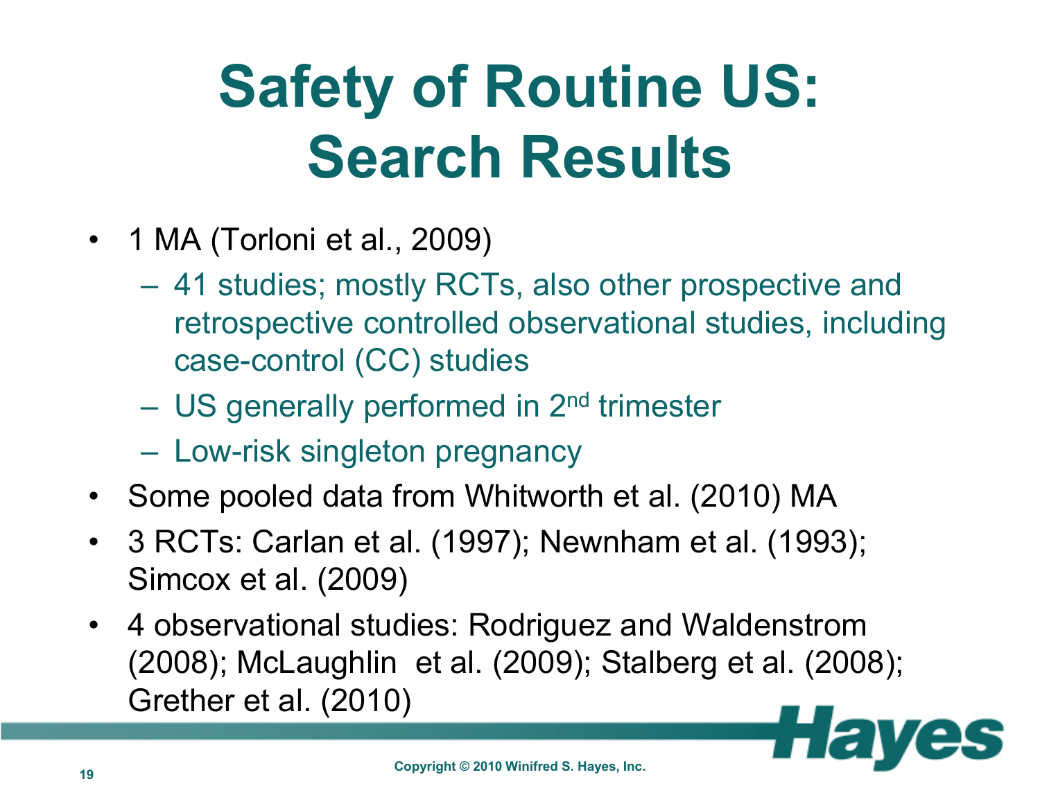# Safety of Routine US: Search Results

- 1 MA (Torloni et al., 2009)
  - 41 studies; mostly RCTs, also other prospective and retrospective controlled observational studies, including case-control (CC) studies
  - US generally performed in 2nd trimester
  - Low-risk singleton pregnancy
- Some pooled data from Whitworth et al. (2010) MA
- 3 RCTs: Carlan et al. (1997); Newnham et al. (1993); Simcox et al. (2009)
- 4 observational studies: Rodriguez and Waldenstrom (2008); McLaughlin et al. (2009); Stalberg et al. (2008); Grether et al. (2010)

Copyright © 2010 Winifred S. Hayes, Inc.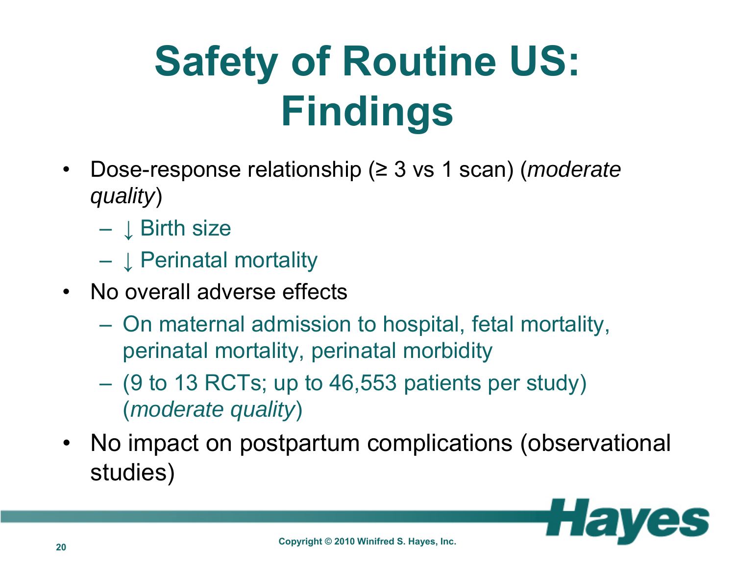# Safety of Routine US: Findings

- Dose-response relationship (≥ 3 vs 1 scan) (*moderate quality*)
  - ↓ Birth size
  - ↓ Perinatal mortality
- No overall adverse effects
  - On maternal admission to hospital, fetal mortality, perinatal mortality, perinatal morbidity
  - (9 to 13 RCTs; up to 46,553 patients per study) (*moderate quality*)
- No impact on postpartum complications (observational studies)

Copyright © 2010 Winifred S. Hayes, Inc.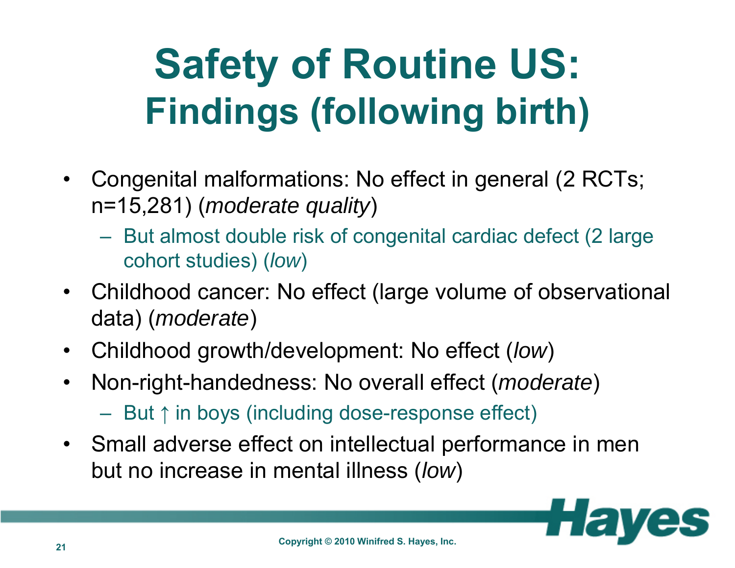# Safety of Routine US: Findings (following birth)

- Congenital malformations: No effect in general (2 RCTs; n=15,281) (*moderate quality*)
  - But almost double risk of congenital cardiac defect (2 large cohort studies) (*low*)
- Childhood cancer: No effect (large volume of observational data) (*moderate*)
- Childhood growth/development: No effect (*low*)
- Non-right-handedness: No overall effect (*moderate*)
  - But ↑ in boys (including dose-response effect)
- Small adverse effect on intellectual performance in men but no increase in mental illness (*low*)

Copyright © 2010 Winifred S. Hayes, Inc.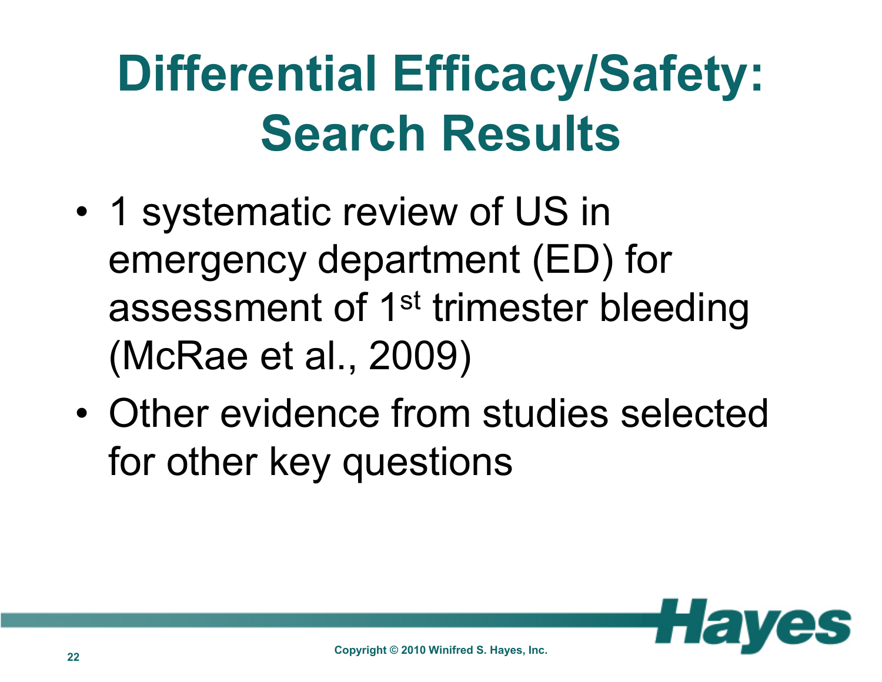# Differential Efficacy/Safety: Search Results

- 1 systematic review of US in emergency department (ED) for assessment of 1st trimester bleeding (McRae et al., 2009)
- Other evidence from studies selected for other key questions

Copyright © 2010 Winifred S. Hayes, Inc.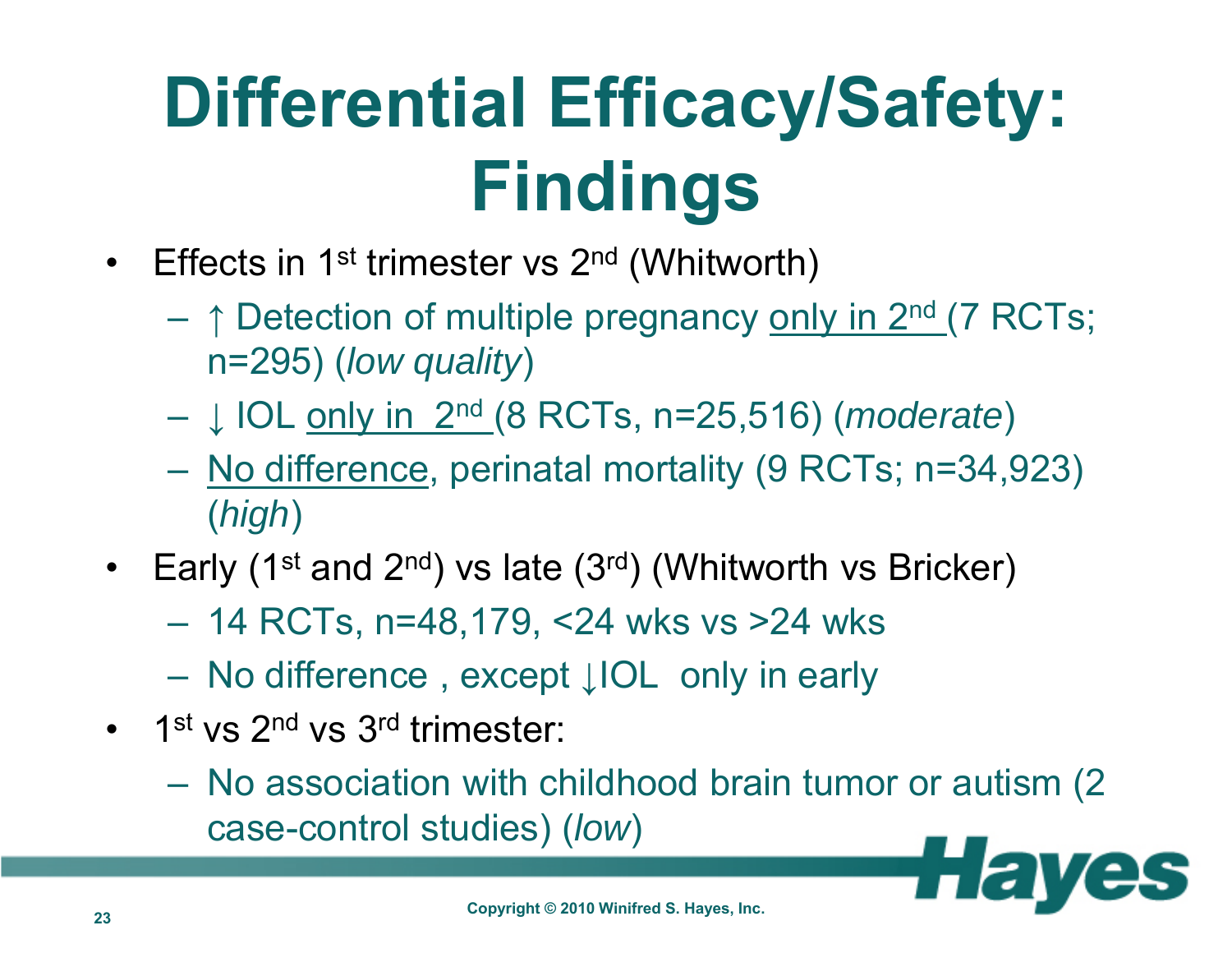# Differential Efficacy/Safety: Findings

- Effects in 1st trimester vs 2nd (Whitworth)
  - ↑ Detection of multiple pregnancy only in 2nd (7 RCTs; n=295) (*low quality*)
  - ↓ IOL only in 2nd (8 RCTs, n=25,516) (*moderate*)
  - No difference, perinatal mortality (9 RCTs; n=34,923) (*high*)
- Early (1st and 2nd) vs late (3rd) (Whitworth vs Bricker)
  - 14 RCTs, n=48,179, <24 wks vs >24 wks
  - No difference , except ↓IOL only in early
- 1st vs 2nd vs 3rd trimester:
  - No association with childhood brain tumor or autism (2 case-control studies) (*low*)

Copyright © 2010 Winifred S. Hayes, Inc.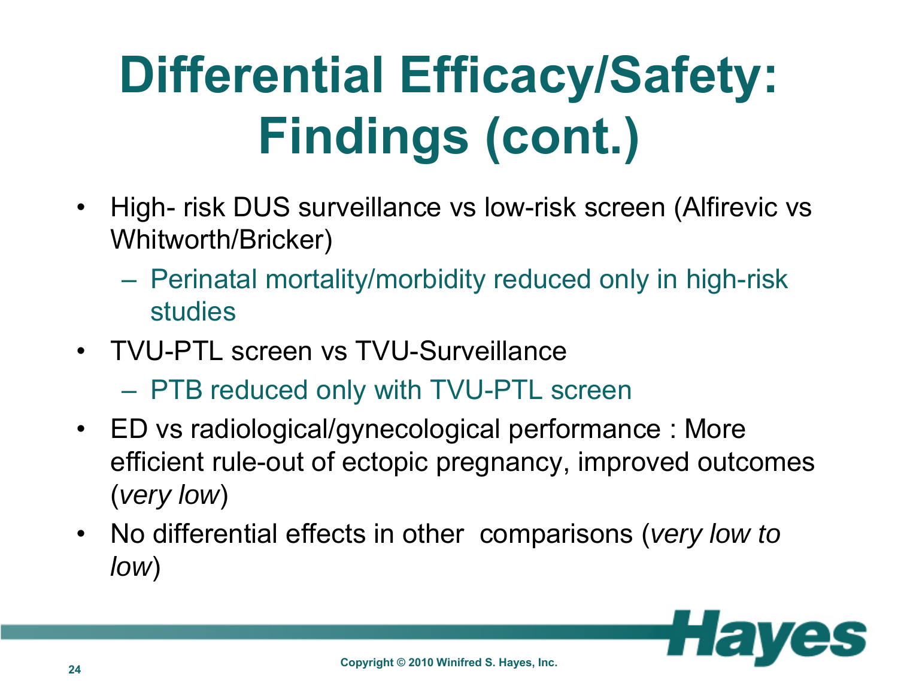# Differential Efficacy/Safety: Findings (cont.)

- High- risk DUS surveillance vs low-risk screen (Alfirevic vs Whitworth/Bricker)
  - Perinatal mortality/morbidity reduced only in high-risk studies
- TVU-PTL screen vs TVU-Surveillance
  - PTB reduced only with TVU-PTL screen
- ED vs radiological/gynecological performance : More efficient rule-out of ectopic pregnancy, improved outcomes (*very low*)
- No differential effects in other comparisons (*very low to low*)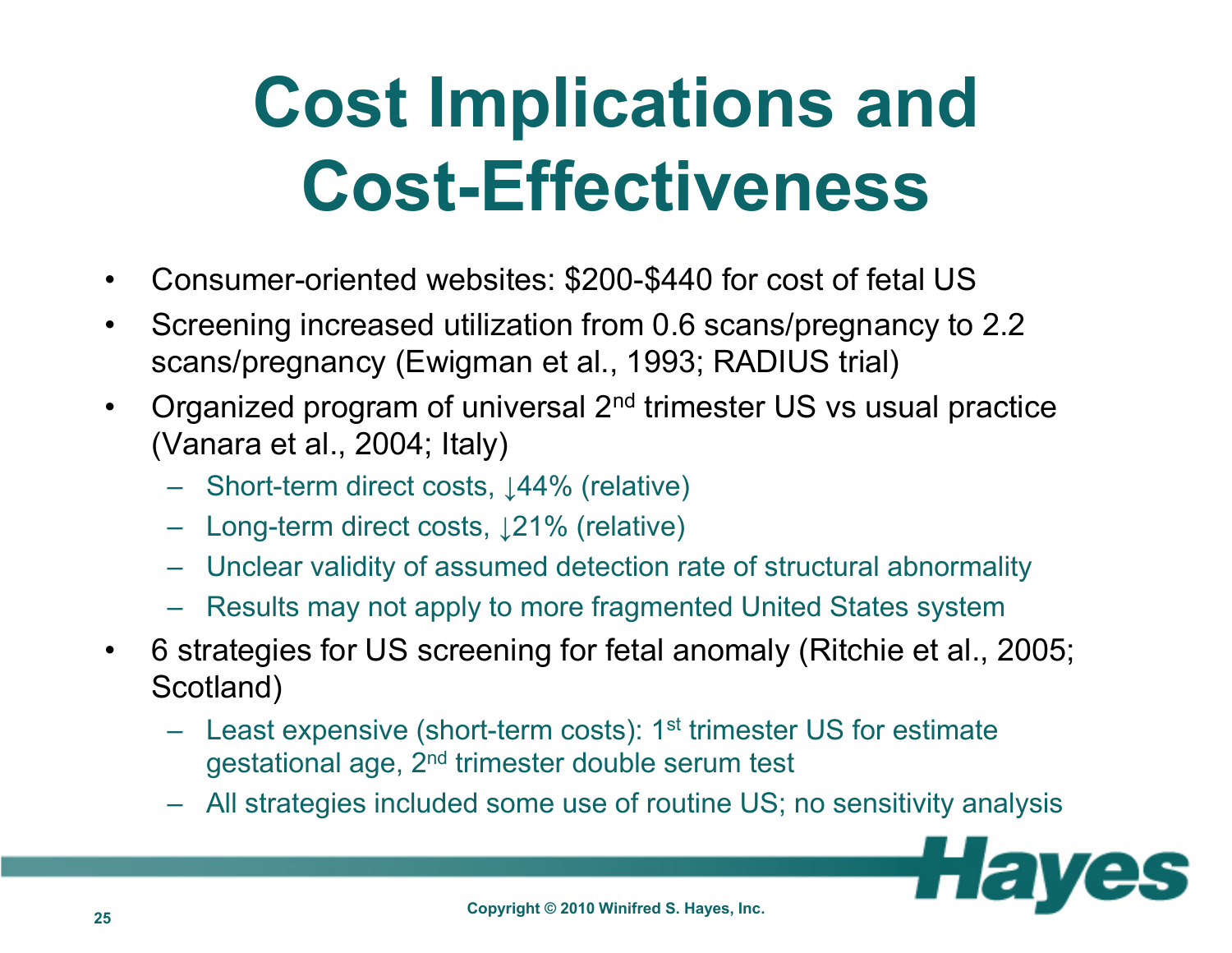# Cost Implications and Cost-Effectiveness

- Consumer-oriented websites: $200-$440 for cost of fetal US
- Screening increased utilization from 0.6 scans/pregnancy to 2.2 scans/pregnancy (Ewigman et al., 1993; RADIUS trial)
- Organized program of universal 2nd trimester US vs usual practice (Vanara et al., 2004; Italy)
  - Short-term direct costs, ↓44% (relative)
  - Long-term direct costs, ↓21% (relative)
  - Unclear validity of assumed detection rate of structural abnormality
  - Results may not apply to more fragmented United States system
- 6 strategies for US screening for fetal anomaly (Ritchie et al., 2005; Scotland)
  - Least expensive (short-term costs): 1st trimester US for estimate gestational age, 2nd trimester double serum test
  - All strategies included some use of routine US; no sensitivity analysis

Copyright © 2010 Winifred S. Hayes, Inc.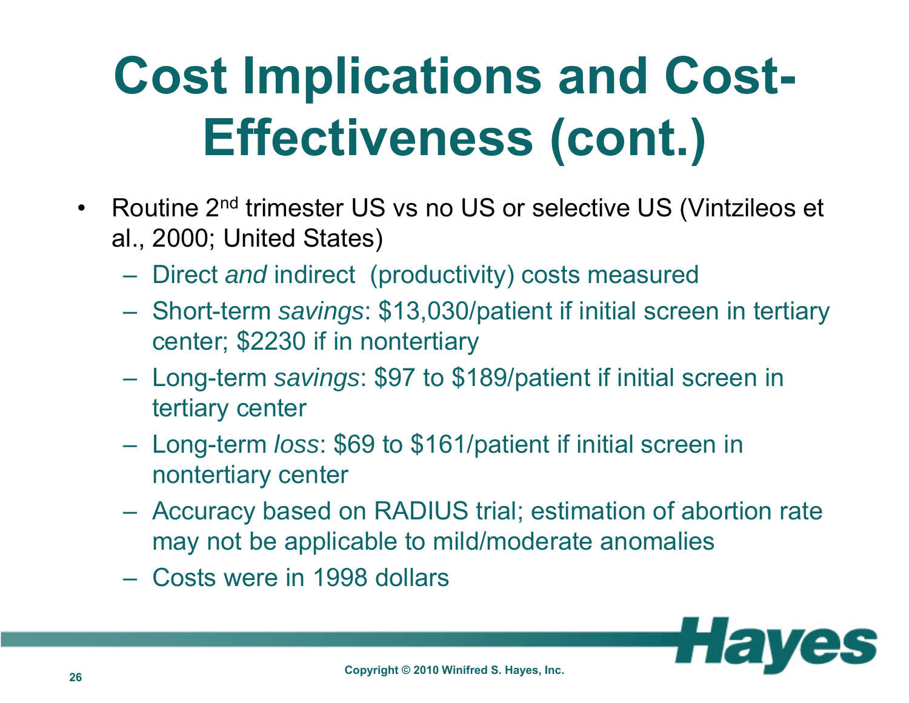# Cost Implications and Cost-Effectiveness (cont.)

- Routine 2nd trimester US vs no US or selective US (Vintzileos et al., 2000; United States)
  - Direct *and* indirect (productivity) costs measured
  - Short-term *savings*: $13,030/patient if initial screen in tertiary center; $2230 if in nontertiary
  - Long-term *savings*: $97 to $189/patient if initial screen in tertiary center
  - Long-term *loss*: $69 to $161/patient if initial screen in nontertiary center
  - Accuracy based on RADIUS trial; estimation of abortion rate may not be applicable to mild/moderate anomalies
  - Costs were in 1998 dollars

Copyright © 2010 Winifred S. Hayes, Inc.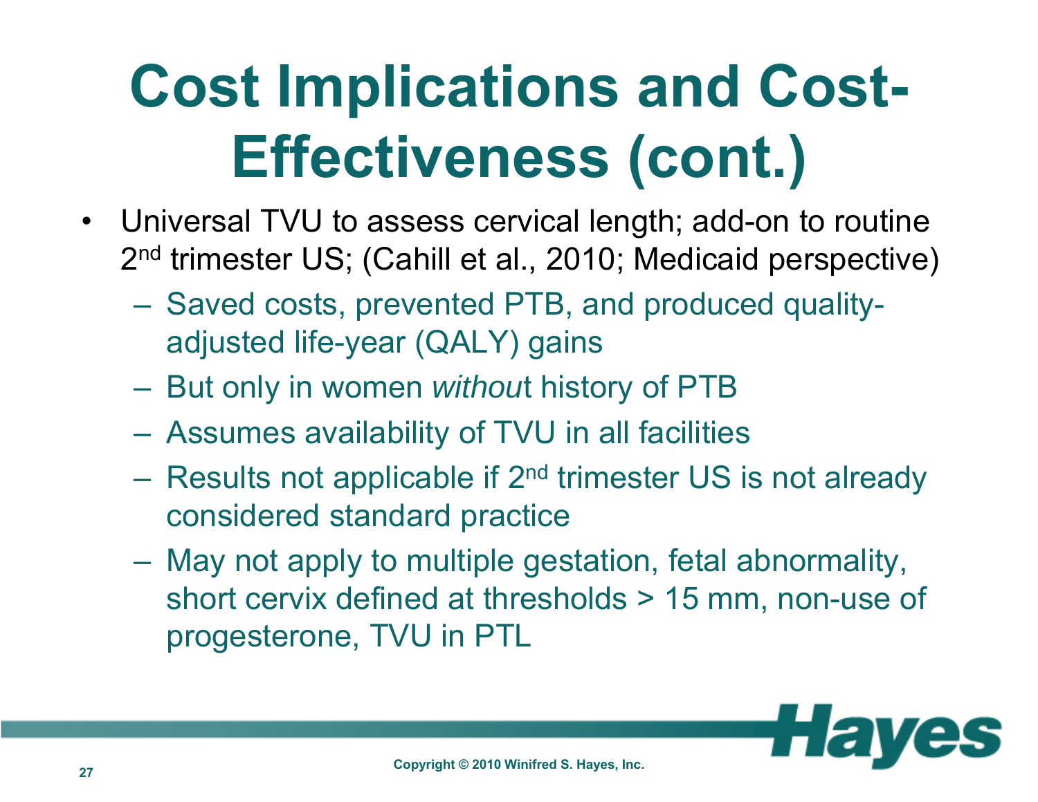# Cost Implications and Cost-Effectiveness (cont.)

- Universal TVU to assess cervical length; add-on to routine 2nd trimester US; (Cahill et al., 2010; Medicaid perspective)
  - Saved costs, prevented PTB, and produced quality-adjusted life-year (QALY) gains
  - But only in women *without* history of PTB
  - Assumes availability of TVU in all facilities
  - Results not applicable if 2nd trimester US is not already considered standard practice
  - May not apply to multiple gestation, fetal abnormality, short cervix defined at thresholds > 15 mm, non-use of progesterone, TVU in PTL

Copyright © 2010 Winifred S. Hayes, Inc.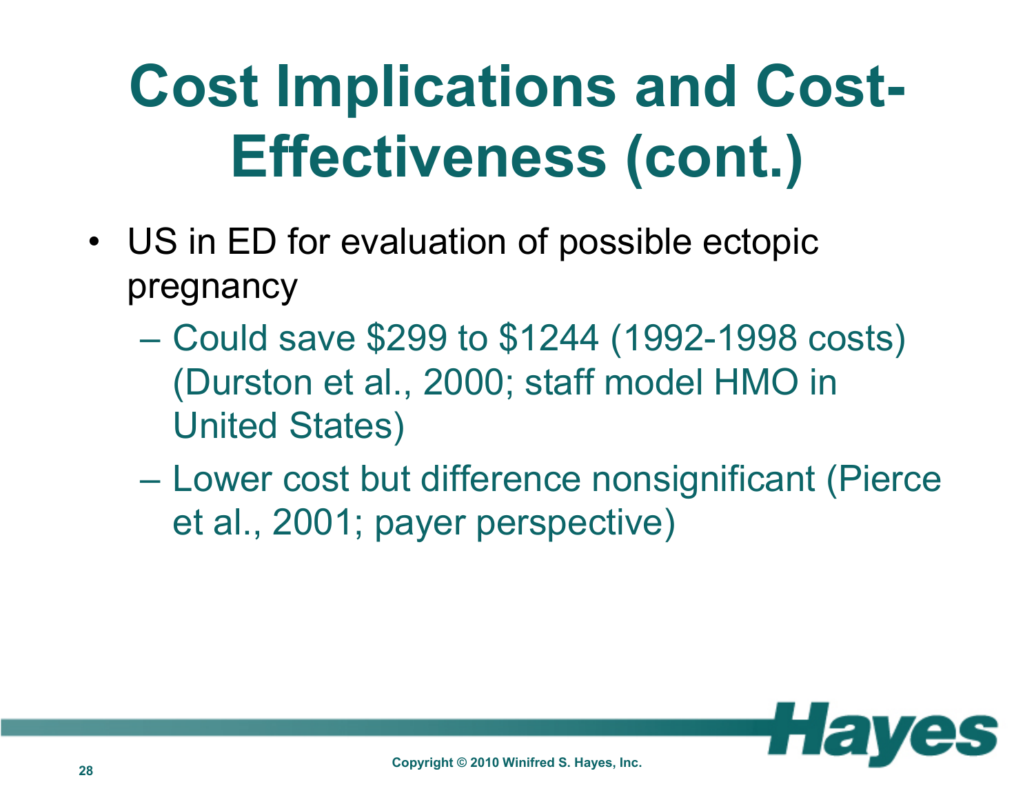# Cost Implications and Cost-Effectiveness (cont.)

- US in ED for evaluation of possible ectopic pregnancy
  - Could save $299 to $1244 (1992-1998 costs) (Durston et al., 2000; staff model HMO in United States)
  - Lower cost but difference nonsignificant (Pierce et al., 2001; payer perspective)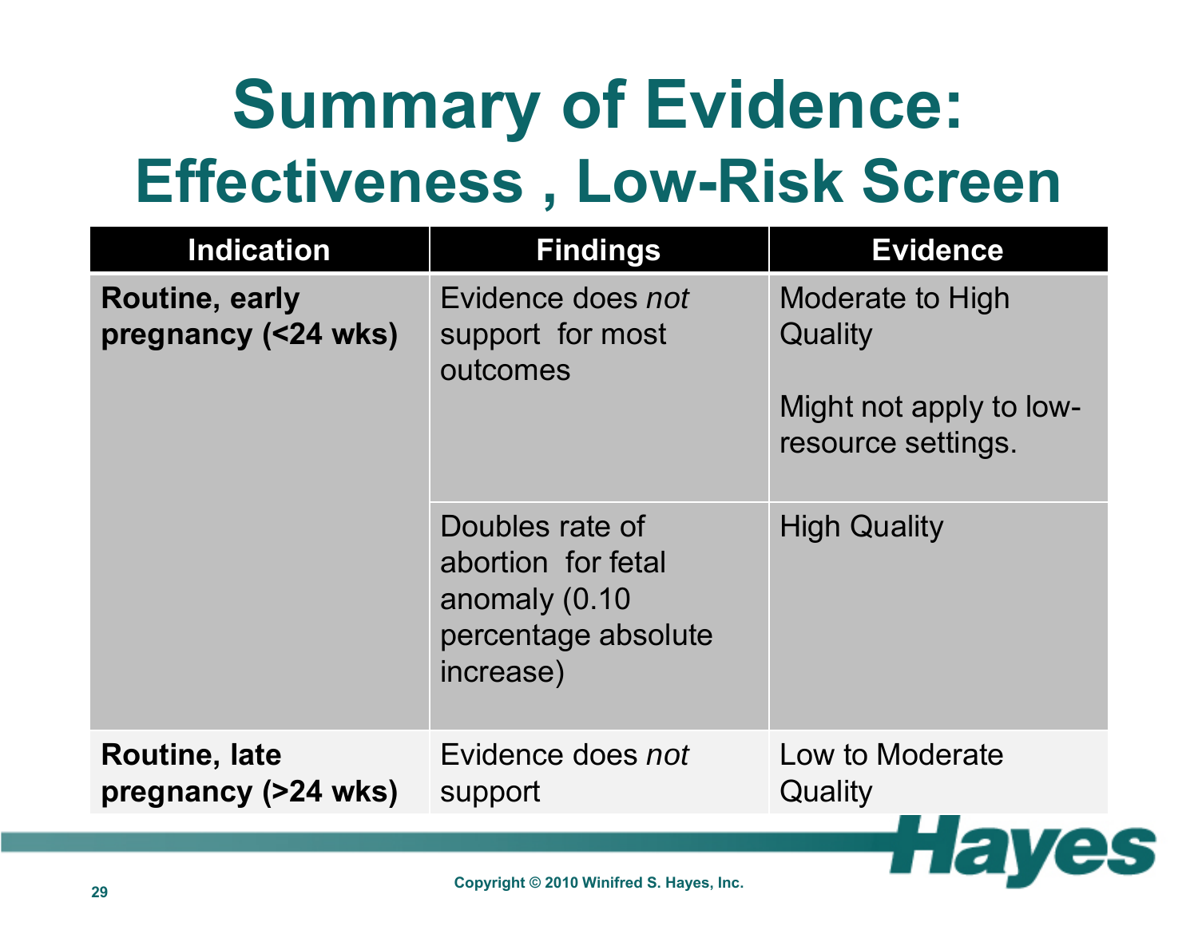# Summary of Evidence:
## Effectiveness , Low-Risk Screen

| Indication | Findings | Evidence |
|---|---|---|
| **Routine, early pregnancy (<24 wks)** | Evidence does *not* support for most outcomes | Moderate to High Quality<br><br>Might not apply to low-resource settings. |
| | Doubles rate of abortion for fetal anomaly (0.10 percentage absolute increase) | High Quality |
| **Routine, late pregnancy (>24 wks)** | Evidence does *not* support | Low to Moderate Quality |

Copyright © 2010 Winifred S. Hayes, Inc.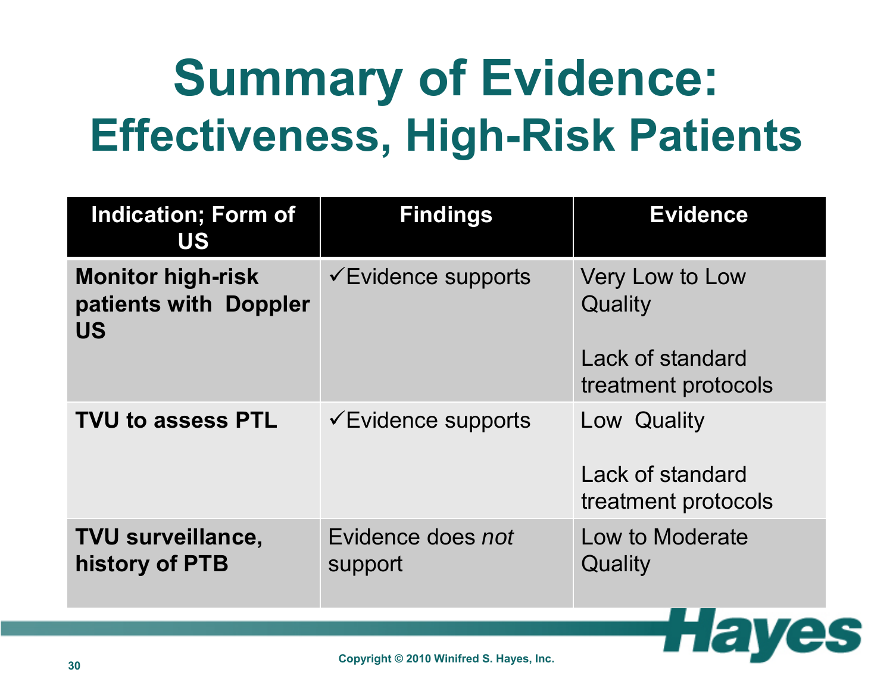# Summary of Evidence: Effectiveness, High-Risk Patients

| Indication; Form of US | Findings | Evidence |
|---|---|---|
| **Monitor high-risk patients with Doppler US** | ✓Evidence supports | Very Low to Low Quality<br><br>Lack of standard treatment protocols |
| **TVU to assess PTL** | ✓Evidence supports | Low Quality<br><br>Lack of standard treatment protocols |
| **TVU surveillance, history of PTB** | Evidence does *not* support | Low to Moderate Quality |

Copyright © 2010 Winifred S. Hayes, Inc.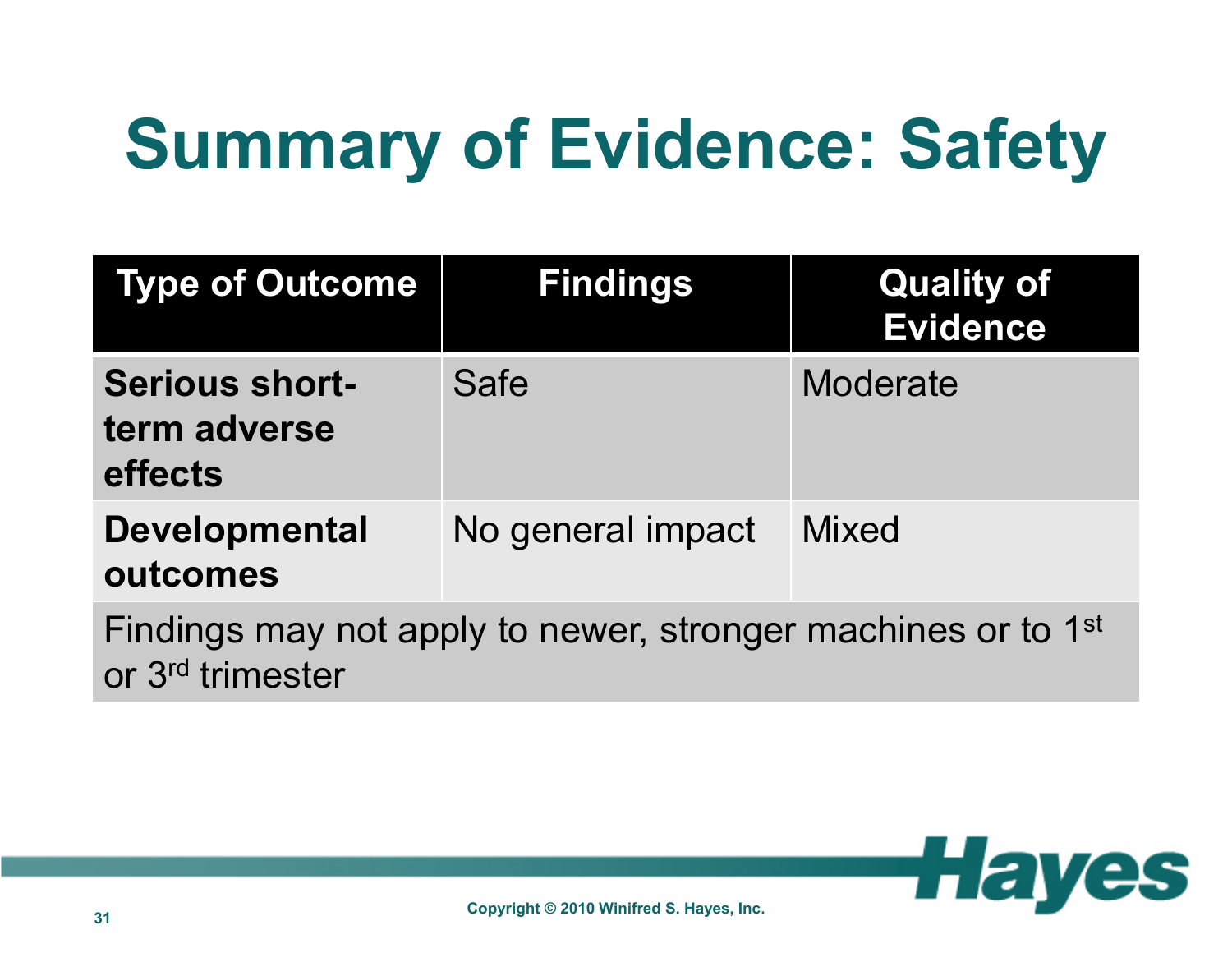# Summary of Evidence: Safety

| Type of Outcome | Findings | Quality of Evidence |
|---|---|---|
| **Serious short-term adverse effects** | Safe | Moderate |
| **Developmental outcomes** | No general impact | Mixed |
| Findings may not apply to newer, stronger machines or to 1st or 3rd trimester | | |

Copyright © 2010 Winifred S. Hayes, Inc.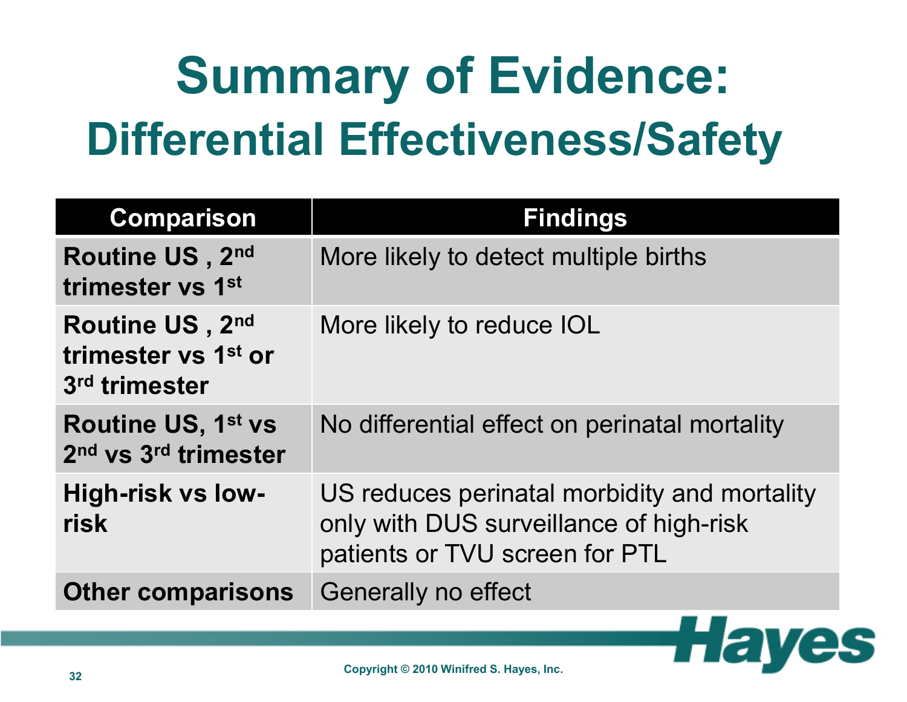# Summary of Evidence:
## Differential Effectiveness/Safety

| Comparison | Findings |
|---|---|
| **Routine US , 2nd trimester vs 1st** | More likely to detect multiple births |
| **Routine US , 2nd trimester vs 1st or 3rd trimester** | More likely to reduce IOL |
| **Routine US, 1st vs 2nd vs 3rd trimester** | No differential effect on perinatal mortality |
| **High-risk vs low-risk** | US reduces perinatal morbidity and mortality only with DUS surveillance of high-risk patients or TVU screen for PTL |
| **Other comparisons** | Generally no effect |

Copyright © 2010 Winifred S. Hayes, Inc.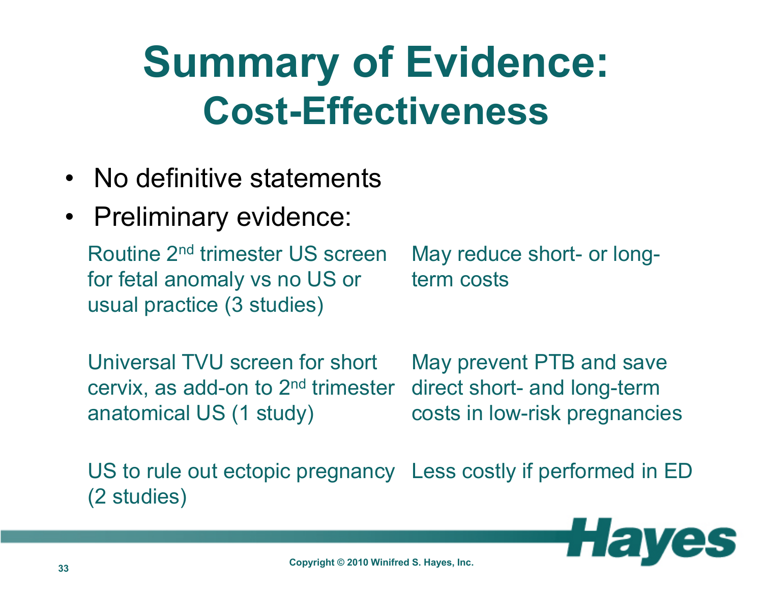# Summary of Evidence:
## Cost-Effectiveness

- No definitive statements
- Preliminary evidence:

| | |
|---|---|
| Routine 2nd trimester US screen for fetal anomaly vs no US or usual practice (3 studies) | May reduce short- or long-term costs |
| Universal TVU screen for short cervix, as add-on to 2nd trimester anatomical US (1 study) | May prevent PTB and save direct short- and long-term costs in low-risk pregnancies |
| US to rule out ectopic pregnancy (2 studies) | Less costly if performed in ED |

Copyright © 2010 Winifred S. Hayes, Inc.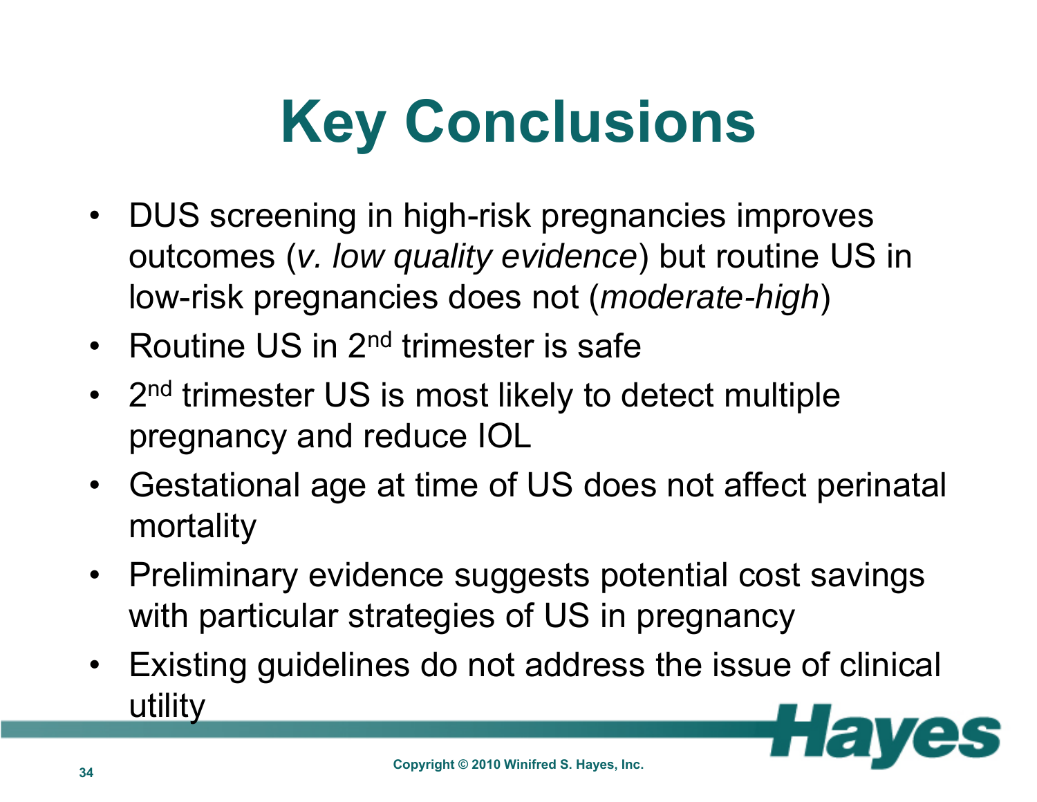# Key Conclusions

- DUS screening in high-risk pregnancies improves outcomes (*v. low quality evidence*) but routine US in low-risk pregnancies does not (*moderate-high*)
- Routine US in 2nd trimester is safe
- 2nd trimester US is most likely to detect multiple pregnancy and reduce IOL
- Gestational age at time of US does not affect perinatal mortality
- Preliminary evidence suggests potential cost savings with particular strategies of US in pregnancy
- Existing guidelines do not address the issue of clinical utility

Copyright © 2010 Winifred S. Hayes, Inc.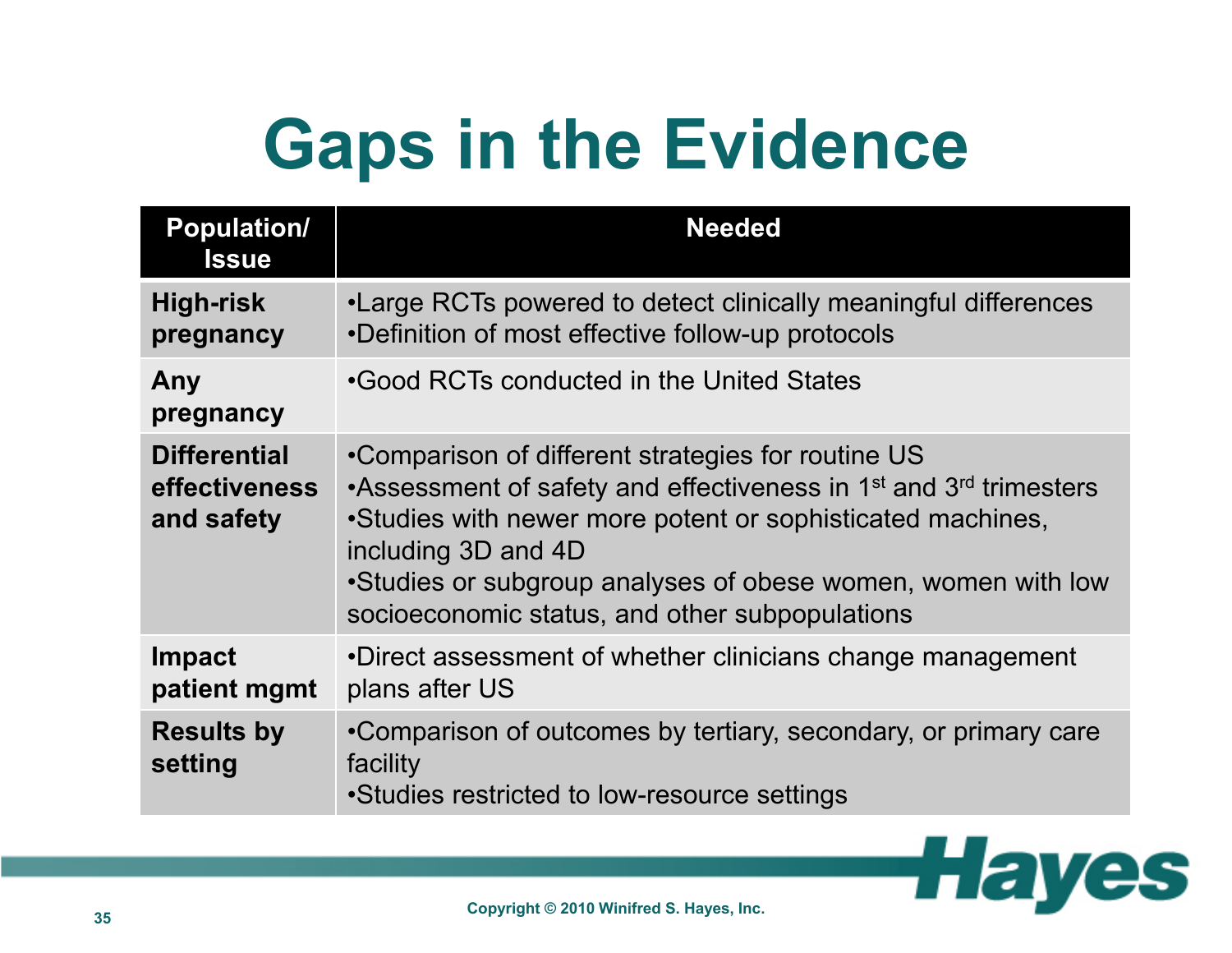# Gaps in the Evidence

| Population/ Issue | Needed |
|---|---|
| **High-risk pregnancy** | •Large RCTs powered to detect clinically meaningful differences<br>•Definition of most effective follow-up protocols |
| **Any pregnancy** | •Good RCTs conducted in the United States |
| **Differential effectiveness and safety** | •Comparison of different strategies for routine US<br>•Assessment of safety and effectiveness in 1st and 3rd trimesters<br>•Studies with newer more potent or sophisticated machines, including 3D and 4D<br>•Studies or subgroup analyses of obese women, women with low socioeconomic status, and other subpopulations |
| **Impact patient mgmt** | •Direct assessment of whether clinicians change management plans after US |
| **Results by setting** | •Comparison of outcomes by tertiary, secondary, or primary care facility<br>•Studies restricted to low-resource settings |

Copyright © 2010 Winifred S. Hayes, Inc.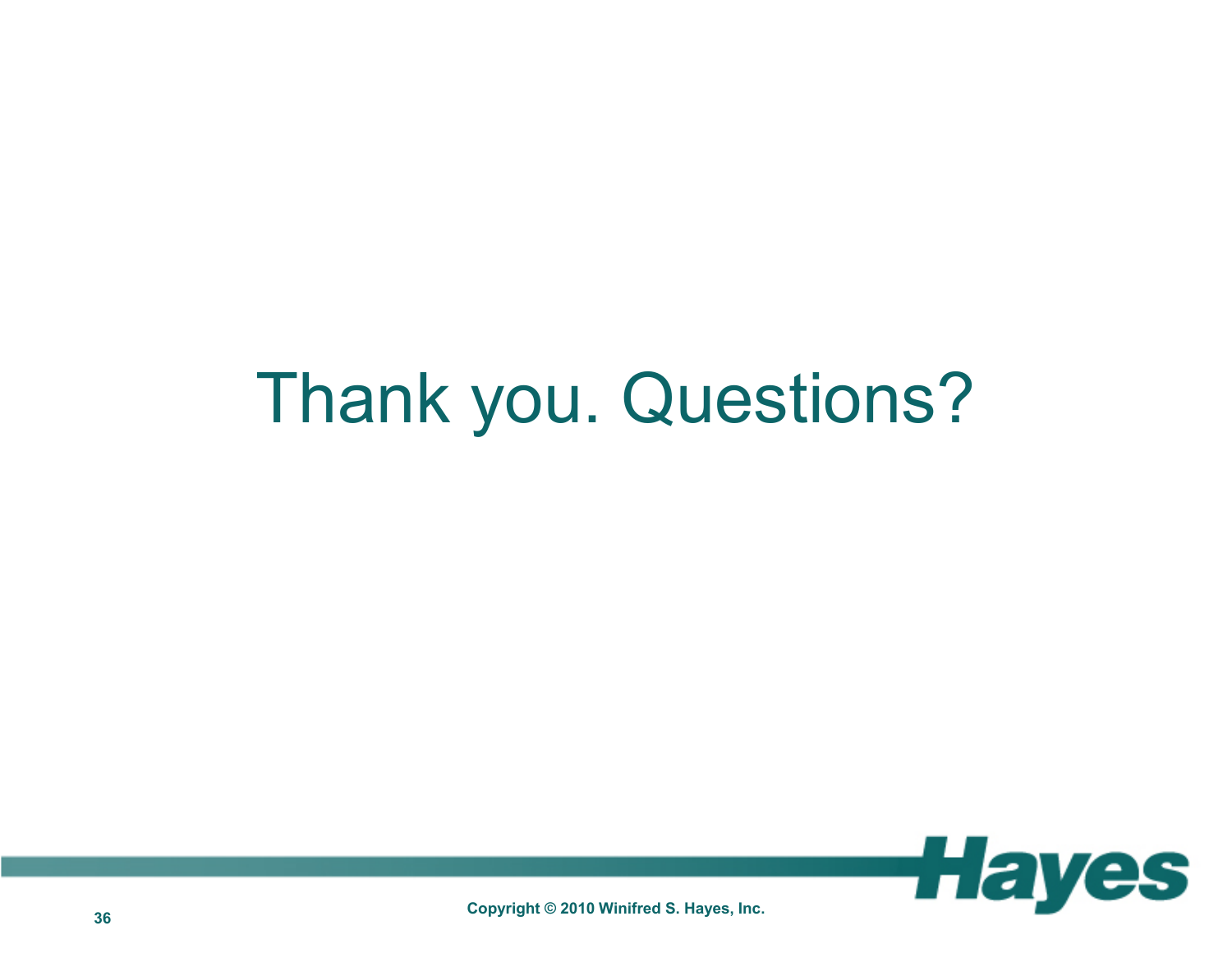# Thank you. Questions?